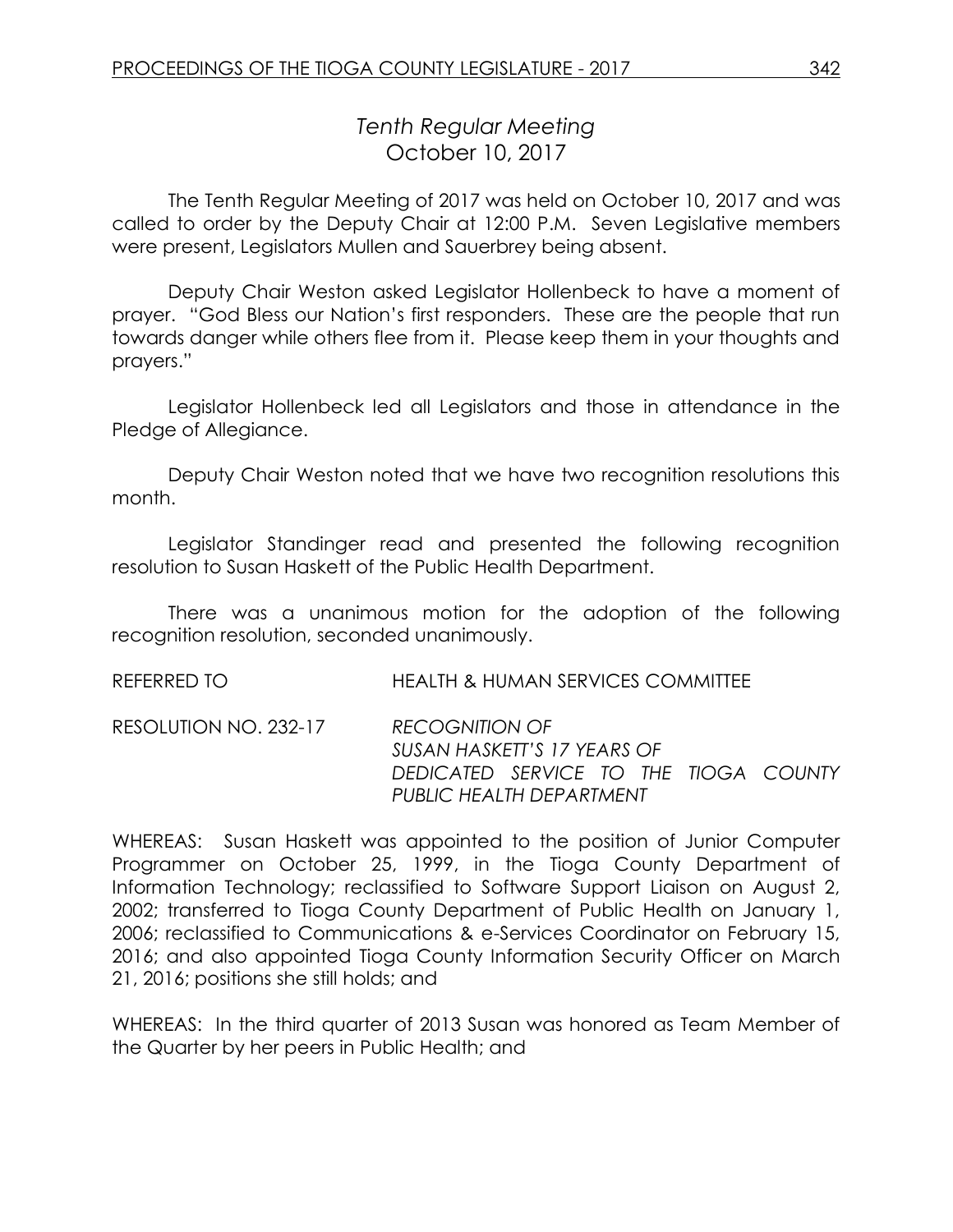# *Tenth Regular Meeting*
## October 10, 2017

The Tenth Regular Meeting of 2017 was held on October 10, 2017 and was called to order by the Deputy Chair at 12:00 P.M. Seven Legislative members were present, Legislators Mullen and Sauerbrey being absent.

Deputy Chair Weston asked Legislator Hollenbeck to have a moment of prayer. "God Bless our Nation's first responders. These are the people that run towards danger while others flee from it. Please keep them in your thoughts and prayers."

Legislator Hollenbeck led all Legislators and those in attendance in the Pledge of Allegiance.

Deputy Chair Weston noted that we have two recognition resolutions this month.

Legislator Standinger read and presented the following recognition resolution to Susan Haskett of the Public Health Department.

There was a unanimous motion for the adoption of the following recognition resolution, seconded unanimously.

REFERRED TO HEALTH & HUMAN SERVICES COMMITTEE

RESOLUTION NO. 232-17 *RECOGNITION OF SUSAN HASKETT'S 17 YEARS OF DEDICATED SERVICE TO THE TIOGA COUNTY PUBLIC HEALTH DEPARTMENT*

WHEREAS: Susan Haskett was appointed to the position of Junior Computer Programmer on October 25, 1999, in the Tioga County Department of Information Technology; reclassified to Software Support Liaison on August 2, 2002; transferred to Tioga County Department of Public Health on January 1, 2006; reclassified to Communications & e-Services Coordinator on February 15, 2016; and also appointed Tioga County Information Security Officer on March 21, 2016; positions she still holds; and

WHEREAS: In the third quarter of 2013 Susan was honored as Team Member of the Quarter by her peers in Public Health; and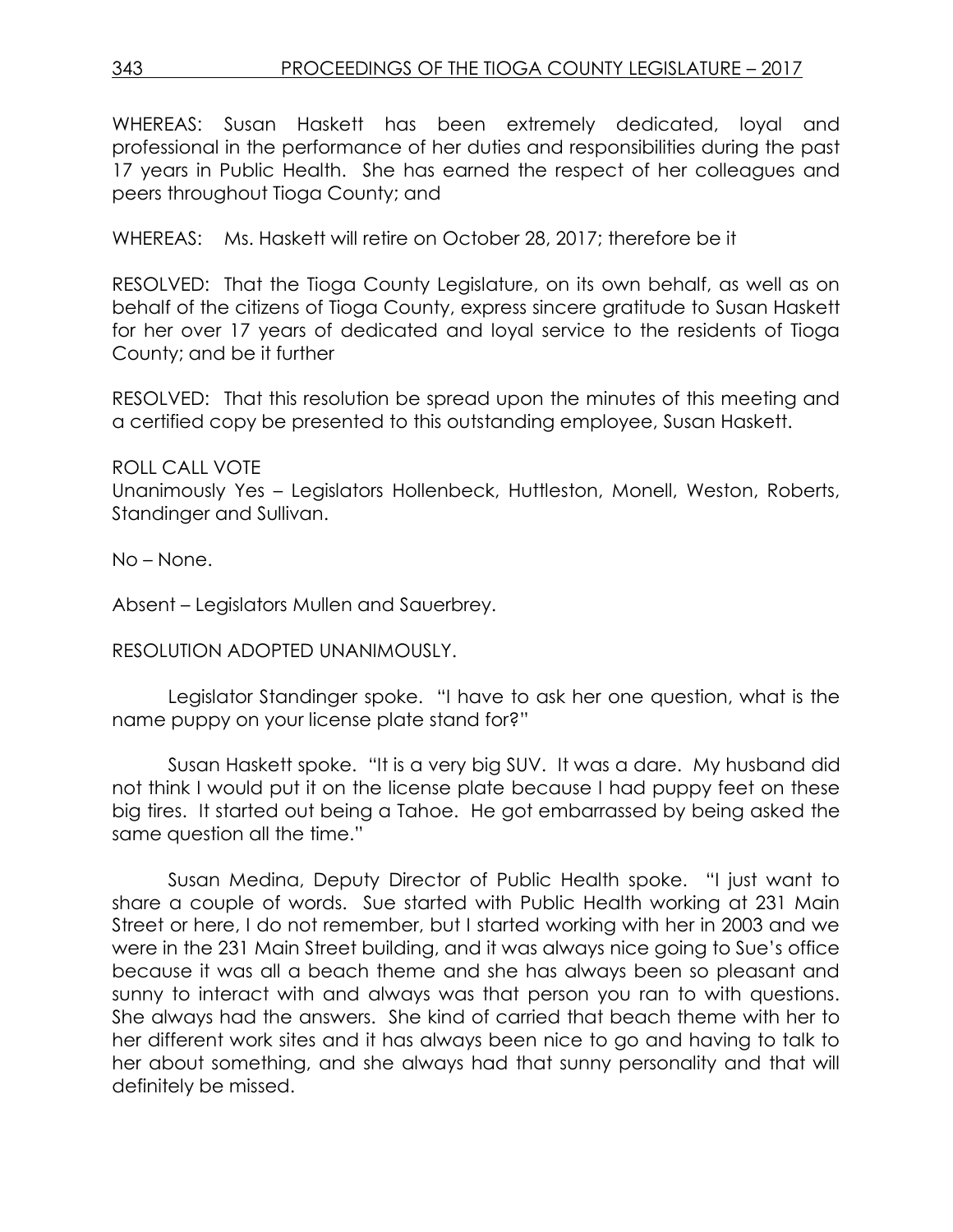WHEREAS: Susan Haskett has been extremely dedicated, loyal and professional in the performance of her duties and responsibilities during the past 17 years in Public Health. She has earned the respect of her colleagues and peers throughout Tioga County; and

WHEREAS: Ms. Haskett will retire on October 28, 2017; therefore be it

RESOLVED: That the Tioga County Legislature, on its own behalf, as well as on behalf of the citizens of Tioga County, express sincere gratitude to Susan Haskett for her over 17 years of dedicated and loyal service to the residents of Tioga County; and be it further

RESOLVED: That this resolution be spread upon the minutes of this meeting and a certified copy be presented to this outstanding employee, Susan Haskett.

ROLL CALL VOTE
Unanimously Yes – Legislators Hollenbeck, Huttleston, Monell, Weston, Roberts, Standinger and Sullivan.

No – None.

Absent – Legislators Mullen and Sauerbrey.

RESOLUTION ADOPTED UNANIMOUSLY.

Legislator Standinger spoke. "I have to ask her one question, what is the name puppy on your license plate stand for?"

Susan Haskett spoke. "It is a very big SUV. It was a dare. My husband did not think I would put it on the license plate because I had puppy feet on these big tires. It started out being a Tahoe. He got embarrassed by being asked the same question all the time."

Susan Medina, Deputy Director of Public Health spoke. "I just want to share a couple of words. Sue started with Public Health working at 231 Main Street or here, I do not remember, but I started working with her in 2003 and we were in the 231 Main Street building, and it was always nice going to Sue's office because it was all a beach theme and she has always been so pleasant and sunny to interact with and always was that person you ran to with questions. She always had the answers. She kind of carried that beach theme with her to her different work sites and it has always been nice to go and having to talk to her about something, and she always had that sunny personality and that will definitely be missed.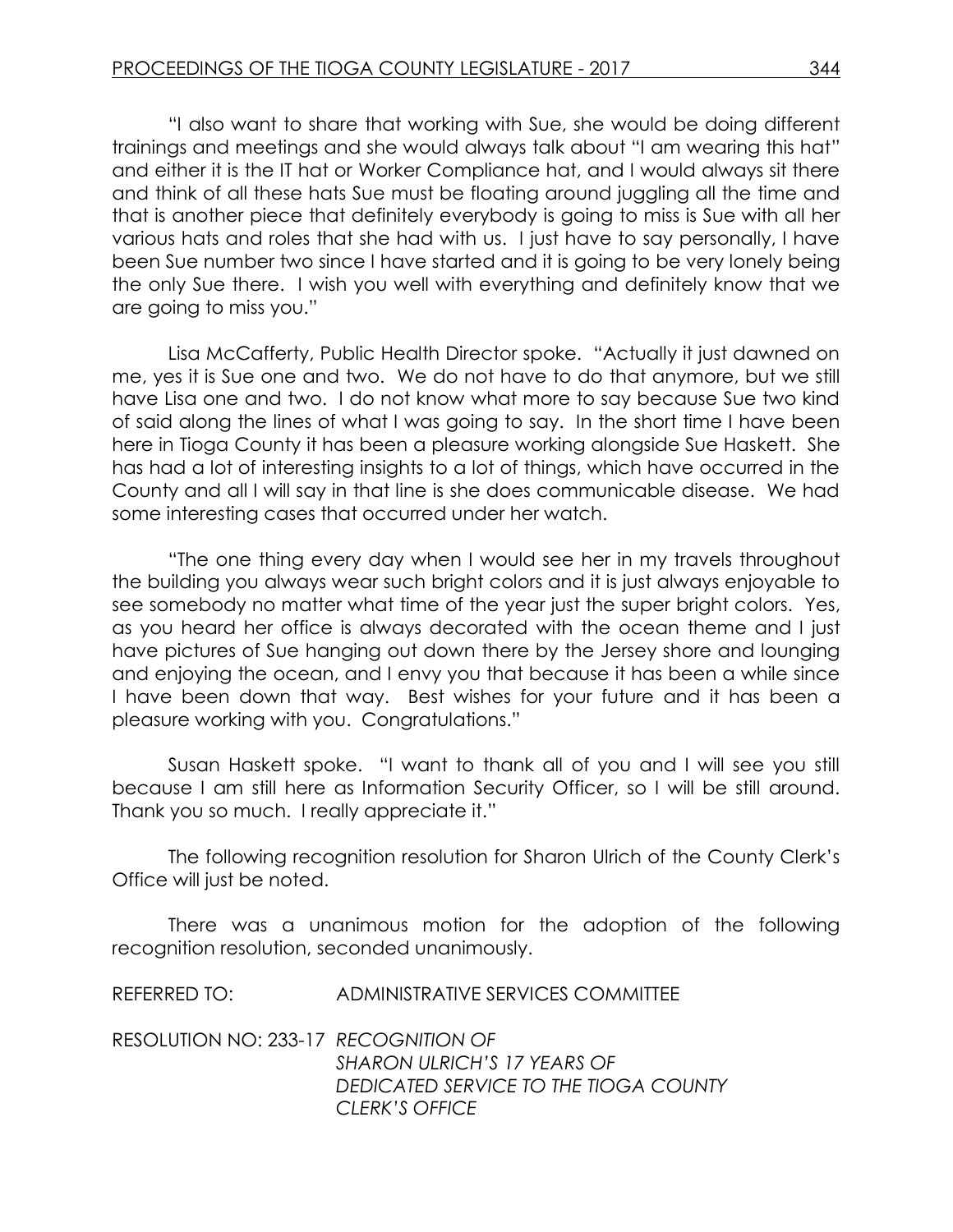"I also want to share that working with Sue, she would be doing different trainings and meetings and she would always talk about "I am wearing this hat" and either it is the IT hat or Worker Compliance hat, and I would always sit there and think of all these hats Sue must be floating around juggling all the time and that is another piece that definitely everybody is going to miss is Sue with all her various hats and roles that she had with us. I just have to say personally, I have been Sue number two since I have started and it is going to be very lonely being the only Sue there. I wish you well with everything and definitely know that we are going to miss you."

Lisa McCafferty, Public Health Director spoke. "Actually it just dawned on me, yes it is Sue one and two. We do not have to do that anymore, but we still have Lisa one and two. I do not know what more to say because Sue two kind of said along the lines of what I was going to say. In the short time I have been here in Tioga County it has been a pleasure working alongside Sue Haskett. She has had a lot of interesting insights to a lot of things, which have occurred in the County and all I will say in that line is she does communicable disease. We had some interesting cases that occurred under her watch.

"The one thing every day when I would see her in my travels throughout the building you always wear such bright colors and it is just always enjoyable to see somebody no matter what time of the year just the super bright colors. Yes, as you heard her office is always decorated with the ocean theme and I just have pictures of Sue hanging out down there by the Jersey shore and lounging and enjoying the ocean, and I envy you that because it has been a while since I have been down that way. Best wishes for your future and it has been a pleasure working with you. Congratulations."

Susan Haskett spoke. "I want to thank all of you and I will see you still because I am still here as Information Security Officer, so I will be still around. Thank you so much. I really appreciate it."

The following recognition resolution for Sharon Ulrich of the County Clerk's Office will just be noted.

There was a unanimous motion for the adoption of the following recognition resolution, seconded unanimously.

REFERRED TO: ADMINISTRATIVE SERVICES COMMITTEE

RESOLUTION NO: 233-17 *RECOGNITION OF SHARON ULRICH'S 17 YEARS OF DEDICATED SERVICE TO THE TIOGA COUNTY CLERK'S OFFICE*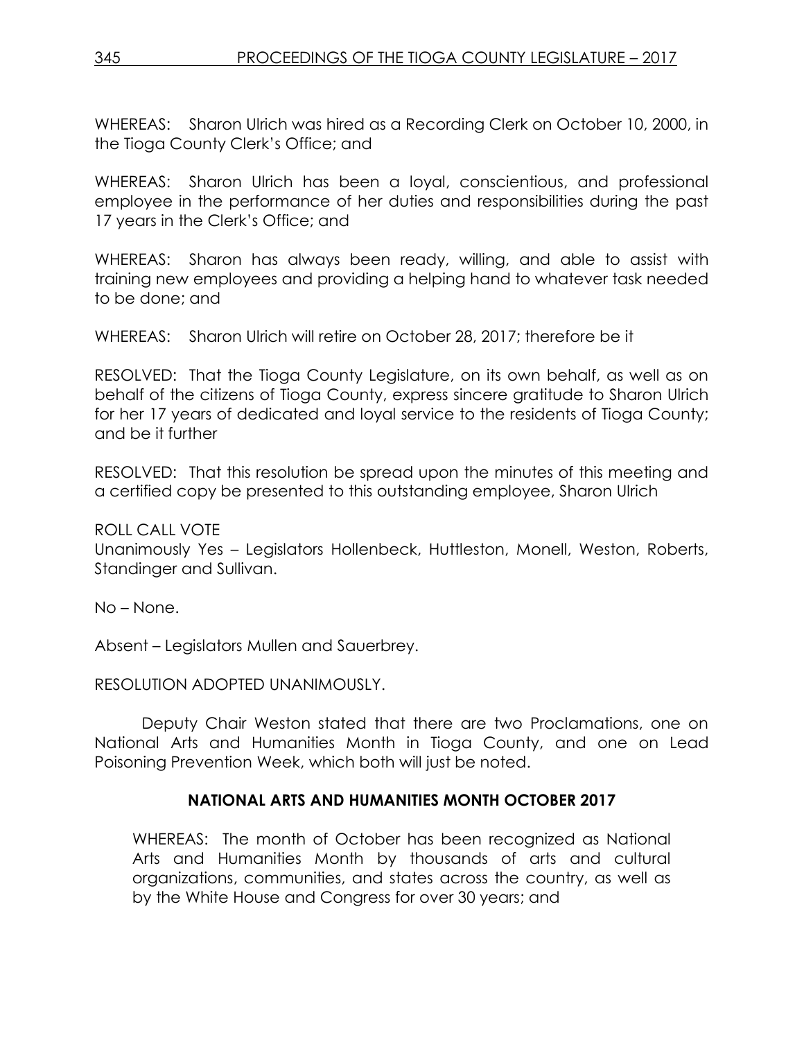WHEREAS: Sharon Ulrich was hired as a Recording Clerk on October 10, 2000, in the Tioga County Clerk's Office; and

WHEREAS: Sharon Ulrich has been a loyal, conscientious, and professional employee in the performance of her duties and responsibilities during the past 17 years in the Clerk's Office; and

WHEREAS: Sharon has always been ready, willing, and able to assist with training new employees and providing a helping hand to whatever task needed to be done; and

WHEREAS: Sharon Ulrich will retire on October 28, 2017; therefore be it

RESOLVED: That the Tioga County Legislature, on its own behalf, as well as on behalf of the citizens of Tioga County, express sincere gratitude to Sharon Ulrich for her 17 years of dedicated and loyal service to the residents of Tioga County; and be it further

RESOLVED: That this resolution be spread upon the minutes of this meeting and a certified copy be presented to this outstanding employee, Sharon Ulrich

ROLL CALL VOTE
Unanimously Yes – Legislators Hollenbeck, Huttleston, Monell, Weston, Roberts, Standinger and Sullivan.

No – None.

Absent – Legislators Mullen and Sauerbrey.

RESOLUTION ADOPTED UNANIMOUSLY.

Deputy Chair Weston stated that there are two Proclamations, one on National Arts and Humanities Month in Tioga County, and one on Lead Poisoning Prevention Week, which both will just be noted.

## NATIONAL ARTS AND HUMANITIES MONTH OCTOBER 2017

WHEREAS: The month of October has been recognized as National Arts and Humanities Month by thousands of arts and cultural organizations, communities, and states across the country, as well as by the White House and Congress for over 30 years; and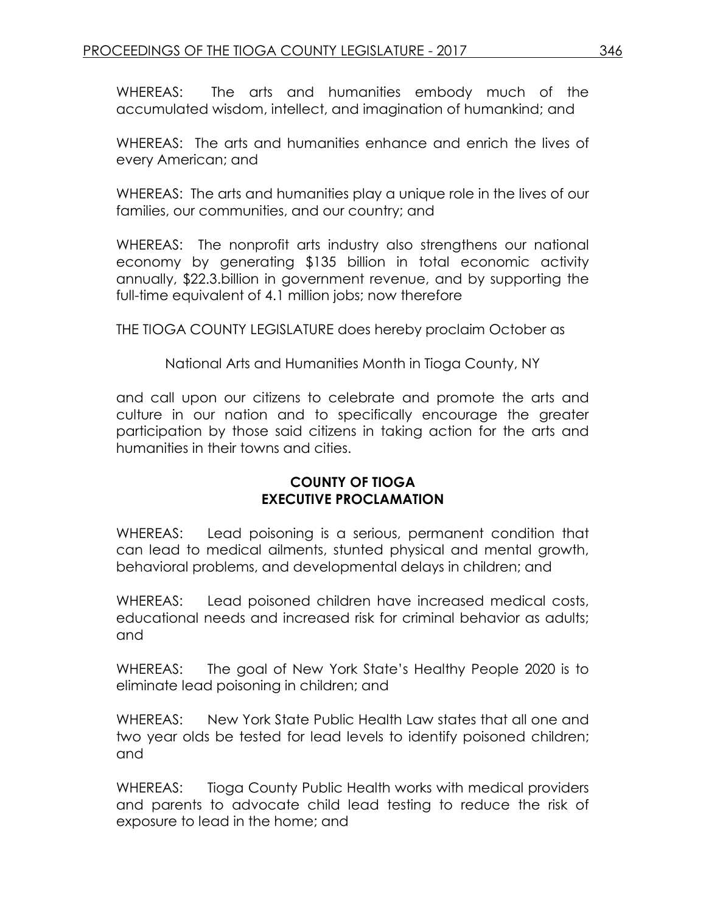WHEREAS: The arts and humanities embody much of the accumulated wisdom, intellect, and imagination of humankind; and

WHEREAS: The arts and humanities enhance and enrich the lives of every American; and

WHEREAS: The arts and humanities play a unique role in the lives of our families, our communities, and our country; and

WHEREAS: The nonprofit arts industry also strengthens our national economy by generating $135 billion in total economic activity annually, $22.3.billion in government revenue, and by supporting the full-time equivalent of 4.1 million jobs; now therefore

THE TIOGA COUNTY LEGISLATURE does hereby proclaim October as

National Arts and Humanities Month in Tioga County, NY

and call upon our citizens to celebrate and promote the arts and culture in our nation and to specifically encourage the greater participation by those said citizens in taking action for the arts and humanities in their towns and cities.

**COUNTY OF TIOGA**
**EXECUTIVE PROCLAMATION**

WHEREAS: Lead poisoning is a serious, permanent condition that can lead to medical ailments, stunted physical and mental growth, behavioral problems, and developmental delays in children; and

WHEREAS: Lead poisoned children have increased medical costs, educational needs and increased risk for criminal behavior as adults; and

WHEREAS: The goal of New York State's Healthy People 2020 is to eliminate lead poisoning in children; and

WHEREAS: New York State Public Health Law states that all one and two year olds be tested for lead levels to identify poisoned children; and

WHEREAS: Tioga County Public Health works with medical providers and parents to advocate child lead testing to reduce the risk of exposure to lead in the home; and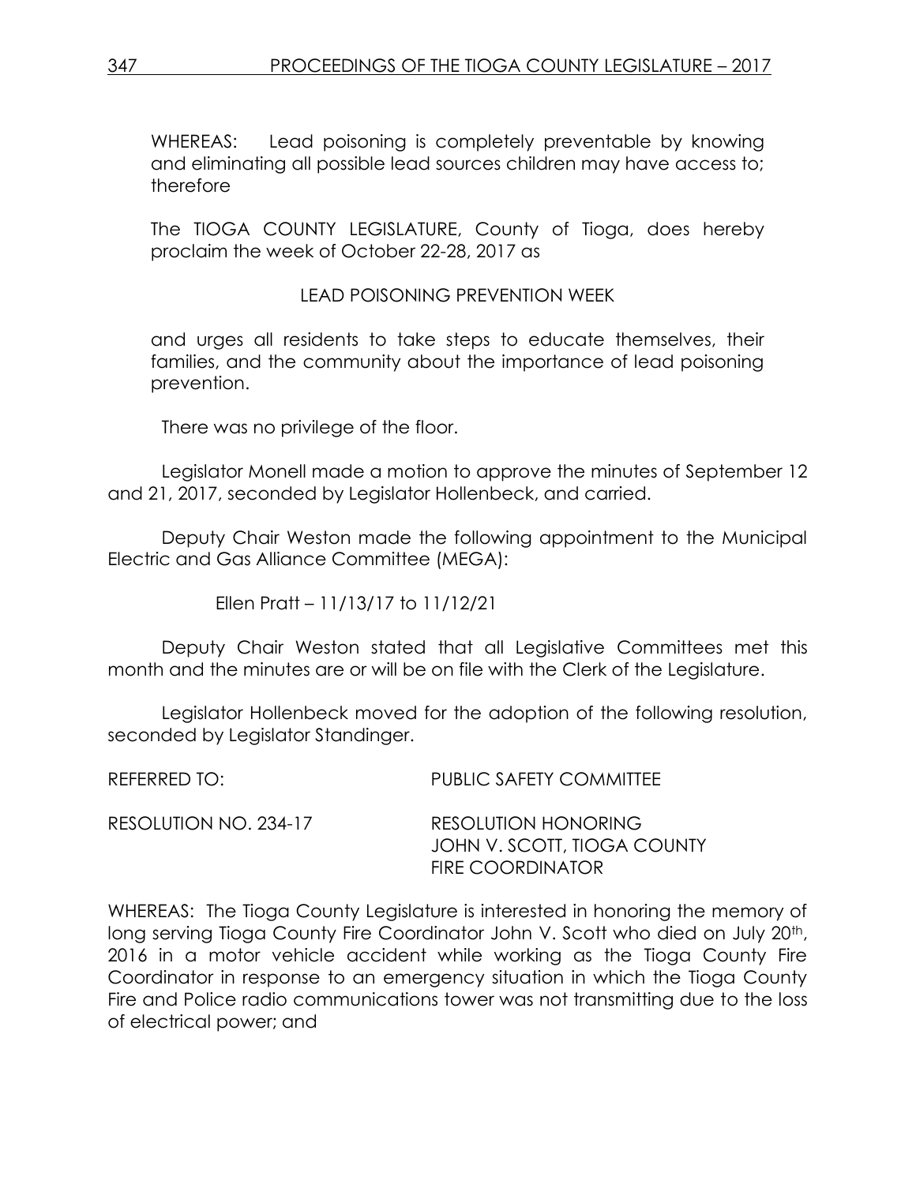WHEREAS: Lead poisoning is completely preventable by knowing and eliminating all possible lead sources children may have access to; therefore

The TIOGA COUNTY LEGISLATURE, County of Tioga, does hereby proclaim the week of October 22-28, 2017 as

LEAD POISONING PREVENTION WEEK

and urges all residents to take steps to educate themselves, their families, and the community about the importance of lead poisoning prevention.

There was no privilege of the floor.

Legislator Monell made a motion to approve the minutes of September 12 and 21, 2017, seconded by Legislator Hollenbeck, and carried.

Deputy Chair Weston made the following appointment to the Municipal Electric and Gas Alliance Committee (MEGA):

Ellen Pratt – 11/13/17 to 11/12/21

Deputy Chair Weston stated that all Legislative Committees met this month and the minutes are or will be on file with the Clerk of the Legislature.

Legislator Hollenbeck moved for the adoption of the following resolution, seconded by Legislator Standinger.

REFERRED TO: PUBLIC SAFETY COMMITTEE

RESOLUTION NO. 234-17 RESOLUTION HONORING JOHN V. SCOTT, TIOGA COUNTY FIRE COORDINATOR

WHEREAS: The Tioga County Legislature is interested in honoring the memory of long serving Tioga County Fire Coordinator John V. Scott who died on July 20th, 2016 in a motor vehicle accident while working as the Tioga County Fire Coordinator in response to an emergency situation in which the Tioga County Fire and Police radio communications tower was not transmitting due to the loss of electrical power; and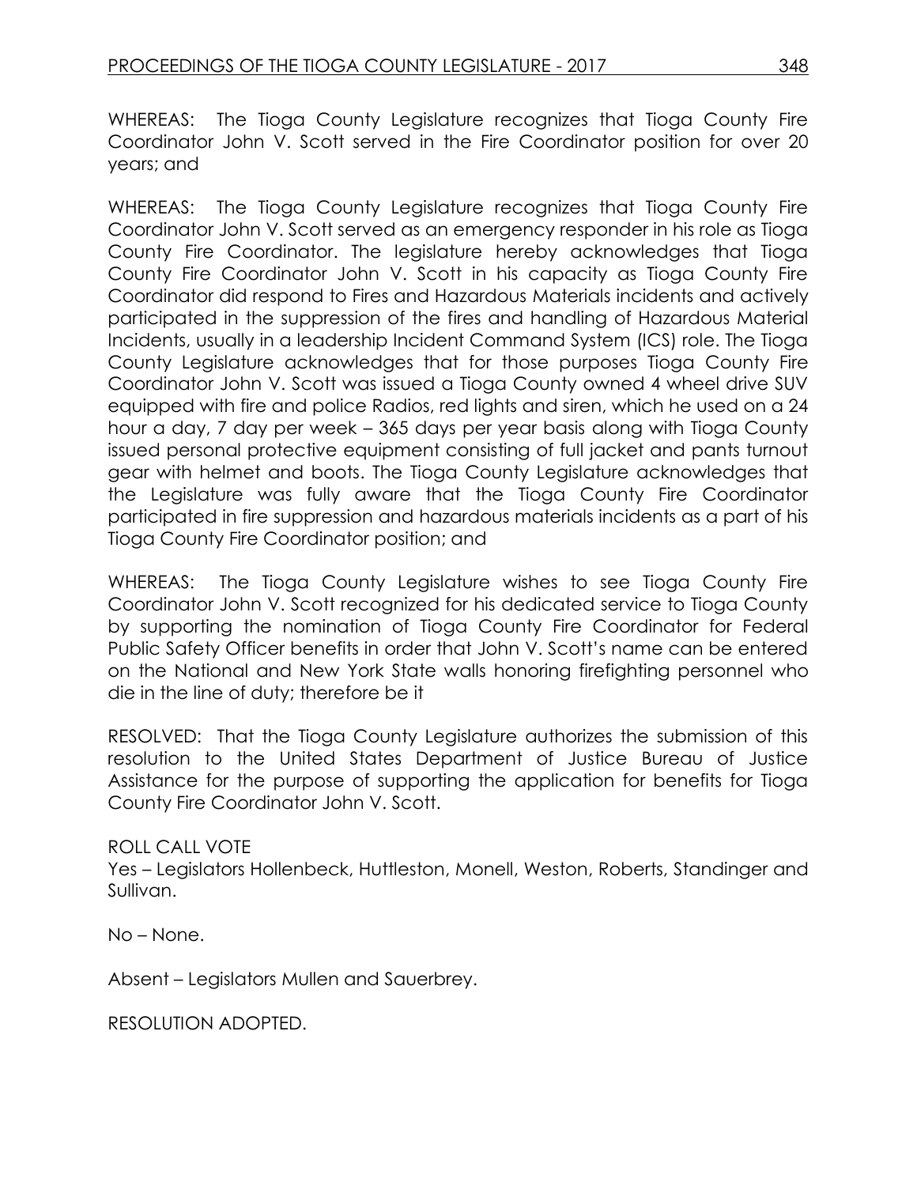WHEREAS: The Tioga County Legislature recognizes that Tioga County Fire Coordinator John V. Scott served in the Fire Coordinator position for over 20 years; and

WHEREAS: The Tioga County Legislature recognizes that Tioga County Fire Coordinator John V. Scott served as an emergency responder in his role as Tioga County Fire Coordinator. The legislature hereby acknowledges that Tioga County Fire Coordinator John V. Scott in his capacity as Tioga County Fire Coordinator did respond to Fires and Hazardous Materials incidents and actively participated in the suppression of the fires and handling of Hazardous Material Incidents, usually in a leadership Incident Command System (ICS) role. The Tioga County Legislature acknowledges that for those purposes Tioga County Fire Coordinator John V. Scott was issued a Tioga County owned 4 wheel drive SUV equipped with fire and police Radios, red lights and siren, which he used on a 24 hour a day, 7 day per week – 365 days per year basis along with Tioga County issued personal protective equipment consisting of full jacket and pants turnout gear with helmet and boots. The Tioga County Legislature acknowledges that the Legislature was fully aware that the Tioga County Fire Coordinator participated in fire suppression and hazardous materials incidents as a part of his Tioga County Fire Coordinator position; and

WHEREAS: The Tioga County Legislature wishes to see Tioga County Fire Coordinator John V. Scott recognized for his dedicated service to Tioga County by supporting the nomination of Tioga County Fire Coordinator for Federal Public Safety Officer benefits in order that John V. Scott's name can be entered on the National and New York State walls honoring firefighting personnel who die in the line of duty; therefore be it

RESOLVED: That the Tioga County Legislature authorizes the submission of this resolution to the United States Department of Justice Bureau of Justice Assistance for the purpose of supporting the application for benefits for Tioga County Fire Coordinator John V. Scott.

ROLL CALL VOTE
Yes – Legislators Hollenbeck, Huttleston, Monell, Weston, Roberts, Standinger and Sullivan.

No – None.

Absent – Legislators Mullen and Sauerbrey.

RESOLUTION ADOPTED.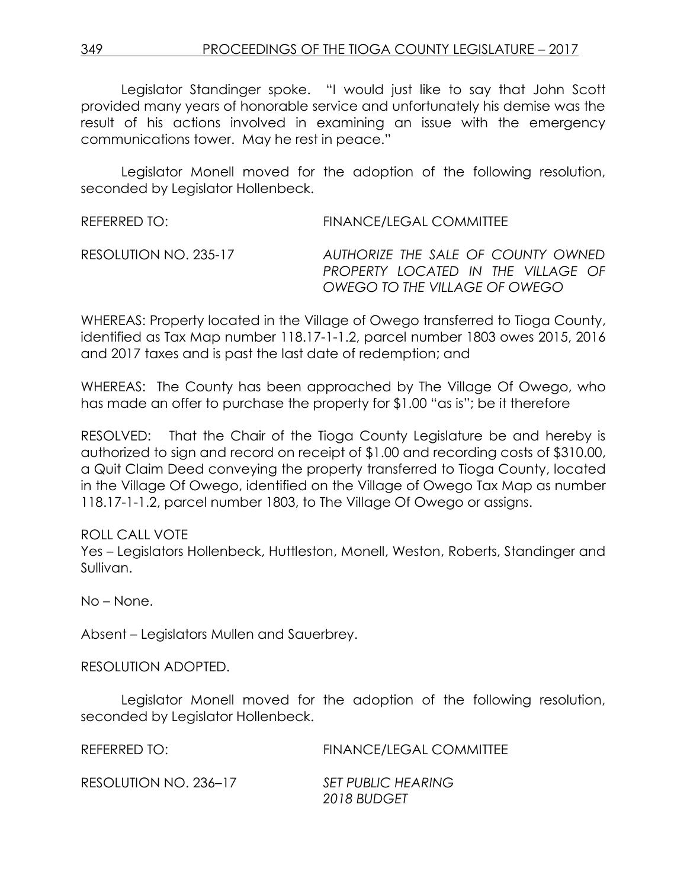Legislator Standinger spoke. "I would just like to say that John Scott provided many years of honorable service and unfortunately his demise was the result of his actions involved in examining an issue with the emergency communications tower. May he rest in peace."

Legislator Monell moved for the adoption of the following resolution, seconded by Legislator Hollenbeck.

REFERRED TO: FINANCE/LEGAL COMMITTEE

RESOLUTION NO. 235-17 *AUTHORIZE THE SALE OF COUNTY OWNED PROPERTY LOCATED IN THE VILLAGE OF OWEGO TO THE VILLAGE OF OWEGO*

WHEREAS: Property located in the Village of Owego transferred to Tioga County, identified as Tax Map number 118.17-1-1.2, parcel number 1803 owes 2015, 2016 and 2017 taxes and is past the last date of redemption; and

WHEREAS: The County has been approached by The Village Of Owego, who has made an offer to purchase the property for $1.00 "as is"; be it therefore

RESOLVED: That the Chair of the Tioga County Legislature be and hereby is authorized to sign and record on receipt of $1.00 and recording costs of $310.00, a Quit Claim Deed conveying the property transferred to Tioga County, located in the Village Of Owego, identified on the Village of Owego Tax Map as number 118.17-1-1.2, parcel number 1803, to The Village Of Owego or assigns.

ROLL CALL VOTE
Yes – Legislators Hollenbeck, Huttleston, Monell, Weston, Roberts, Standinger and Sullivan.

No – None.

Absent – Legislators Mullen and Sauerbrey.

RESOLUTION ADOPTED.

Legislator Monell moved for the adoption of the following resolution, seconded by Legislator Hollenbeck.

REFERRED TO: FINANCE/LEGAL COMMITTEE

RESOLUTION NO. 236–17 *SET PUBLIC HEARING 2018 BUDGET*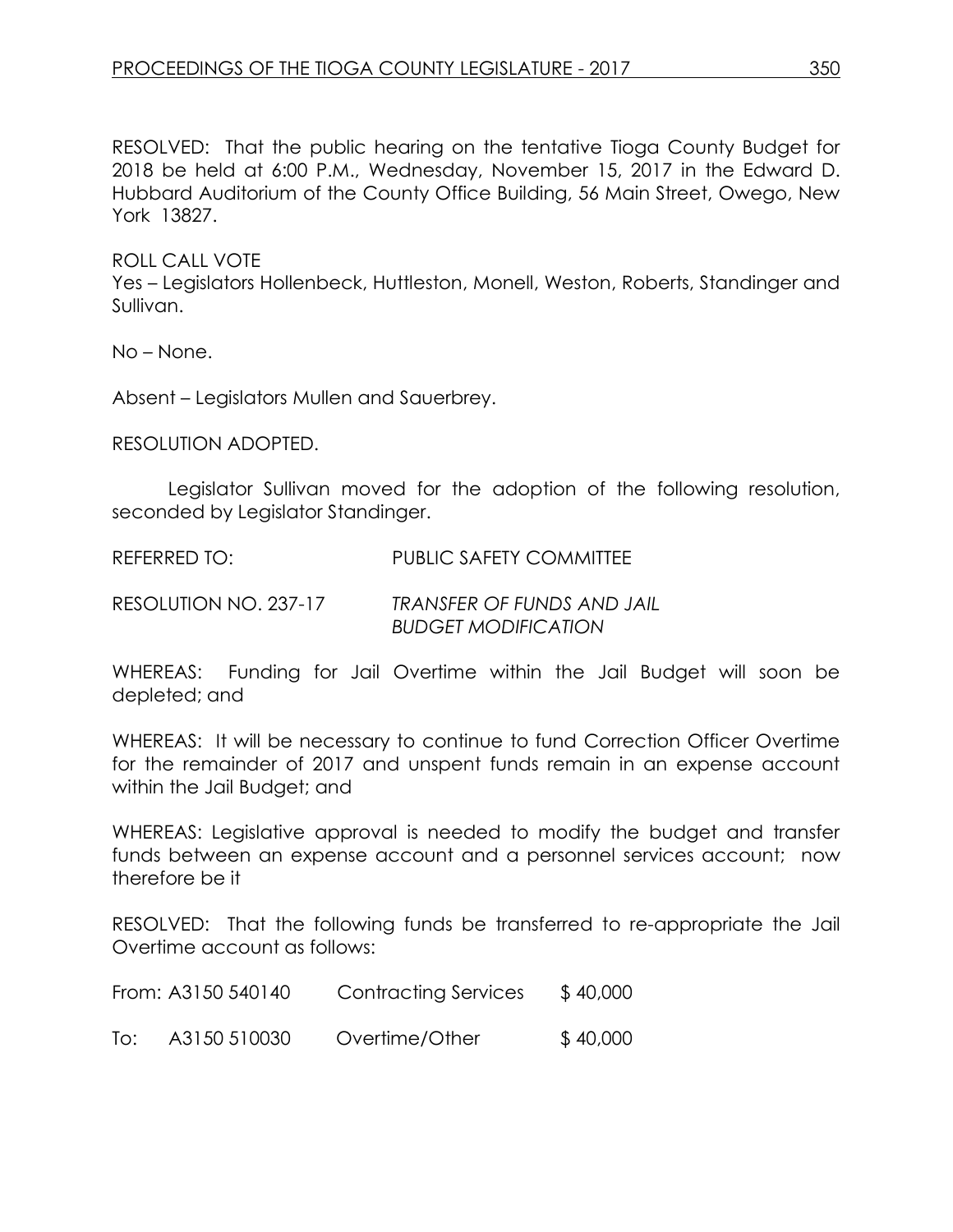RESOLVED: That the public hearing on the tentative Tioga County Budget for 2018 be held at 6:00 P.M., Wednesday, November 15, 2017 in the Edward D. Hubbard Auditorium of the County Office Building, 56 Main Street, Owego, New York 13827.

ROLL CALL VOTE

Yes – Legislators Hollenbeck, Huttleston, Monell, Weston, Roberts, Standinger and Sullivan.

No – None.

Absent – Legislators Mullen and Sauerbrey.

RESOLUTION ADOPTED.

Legislator Sullivan moved for the adoption of the following resolution, seconded by Legislator Standinger.

REFERRED TO: PUBLIC SAFETY COMMITTEE

RESOLUTION NO. 237-17 *TRANSFER OF FUNDS AND JAIL BUDGET MODIFICATION*

WHEREAS: Funding for Jail Overtime within the Jail Budget will soon be depleted; and

WHEREAS: It will be necessary to continue to fund Correction Officer Overtime for the remainder of 2017 and unspent funds remain in an expense account within the Jail Budget; and

WHEREAS: Legislative approval is needed to modify the budget and transfer funds between an expense account and a personnel services account; now therefore be it

RESOLVED: That the following funds be transferred to re-appropriate the Jail Overtime account as follows:

| | | | |
|---|---|---|---|
| From: | A3150 540140 | Contracting Services | $ 40,000 |
| To: | A3150 510030 | Overtime/Other | $ 40,000 |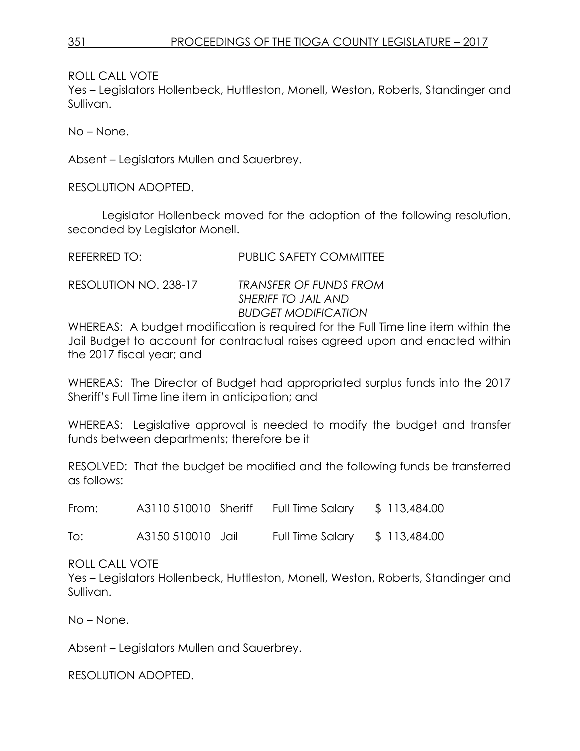ROLL CALL VOTE
Yes – Legislators Hollenbeck, Huttleston, Monell, Weston, Roberts, Standinger and Sullivan.

No – None.

Absent – Legislators Mullen and Sauerbrey.

RESOLUTION ADOPTED.

Legislator Hollenbeck moved for the adoption of the following resolution, seconded by Legislator Monell.

REFERRED TO: PUBLIC SAFETY COMMITTEE

RESOLUTION NO. 238-17 *TRANSFER OF FUNDS FROM SHERIFF TO JAIL AND BUDGET MODIFICATION*

WHEREAS: A budget modification is required for the Full Time line item within the Jail Budget to account for contractual raises agreed upon and enacted within the 2017 fiscal year; and

WHEREAS: The Director of Budget had appropriated surplus funds into the 2017 Sheriff's Full Time line item in anticipation; and

WHEREAS: Legislative approval is needed to modify the budget and transfer funds between departments; therefore be it

RESOLVED: That the budget be modified and the following funds be transferred as follows:

| | | | | |
|---|---|---|---|---|
| From: | A3110 510010 | Sheriff | Full Time Salary | $ 113,484.00 |
| To: | A3150 510010 | Jail | Full Time Salary | $ 113,484.00 |

ROLL CALL VOTE
Yes – Legislators Hollenbeck, Huttleston, Monell, Weston, Roberts, Standinger and Sullivan.

No – None.

Absent – Legislators Mullen and Sauerbrey.

RESOLUTION ADOPTED.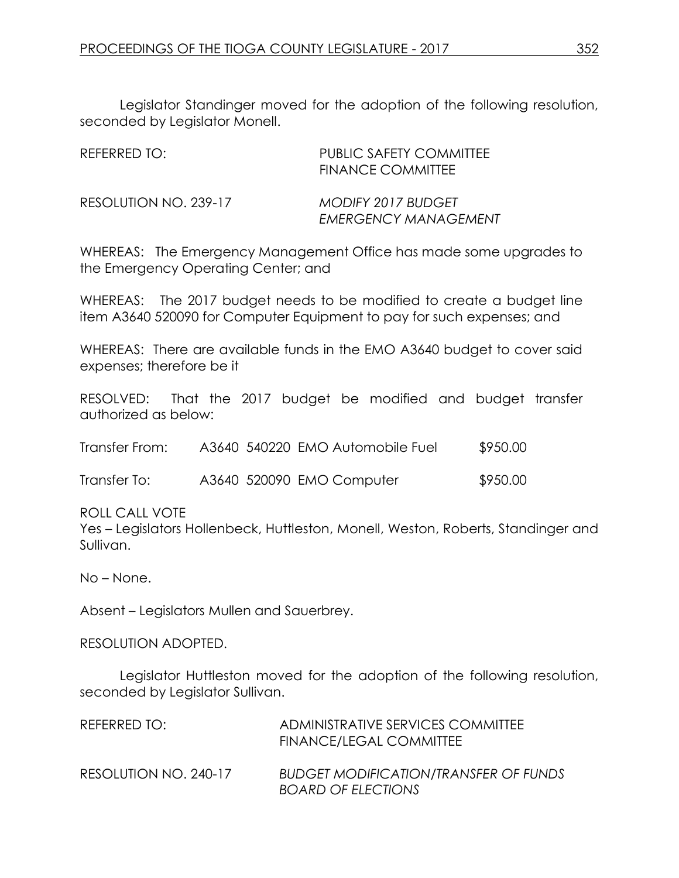Legislator Standinger moved for the adoption of the following resolution, seconded by Legislator Monell.

REFERRED TO: PUBLIC SAFETY COMMITTEE
FINANCE COMMITTEE

RESOLUTION NO. 239-17 *MODIFY 2017 BUDGET EMERGENCY MANAGEMENT*

WHEREAS: The Emergency Management Office has made some upgrades to the Emergency Operating Center; and

WHEREAS: The 2017 budget needs to be modified to create a budget line item A3640 520090 for Computer Equipment to pay for such expenses; and

WHEREAS: There are available funds in the EMO A3640 budget to cover said expenses; therefore be it

RESOLVED: That the 2017 budget be modified and budget transfer authorized as below:

| | | |
|---|---|---|
| Transfer From: | A3640 540220 EMO Automobile Fuel | $950.00 |
| Transfer To: | A3640 520090 EMO Computer | $950.00 |

ROLL CALL VOTE
Yes – Legislators Hollenbeck, Huttleston, Monell, Weston, Roberts, Standinger and Sullivan.

No – None.

Absent – Legislators Mullen and Sauerbrey.

RESOLUTION ADOPTED.

Legislator Huttleston moved for the adoption of the following resolution, seconded by Legislator Sullivan.

REFERRED TO: ADMINISTRATIVE SERVICES COMMITTEE
FINANCE/LEGAL COMMITTEE

RESOLUTION NO. 240-17 *BUDGET MODIFICATION/TRANSFER OF FUNDS BOARD OF ELECTIONS*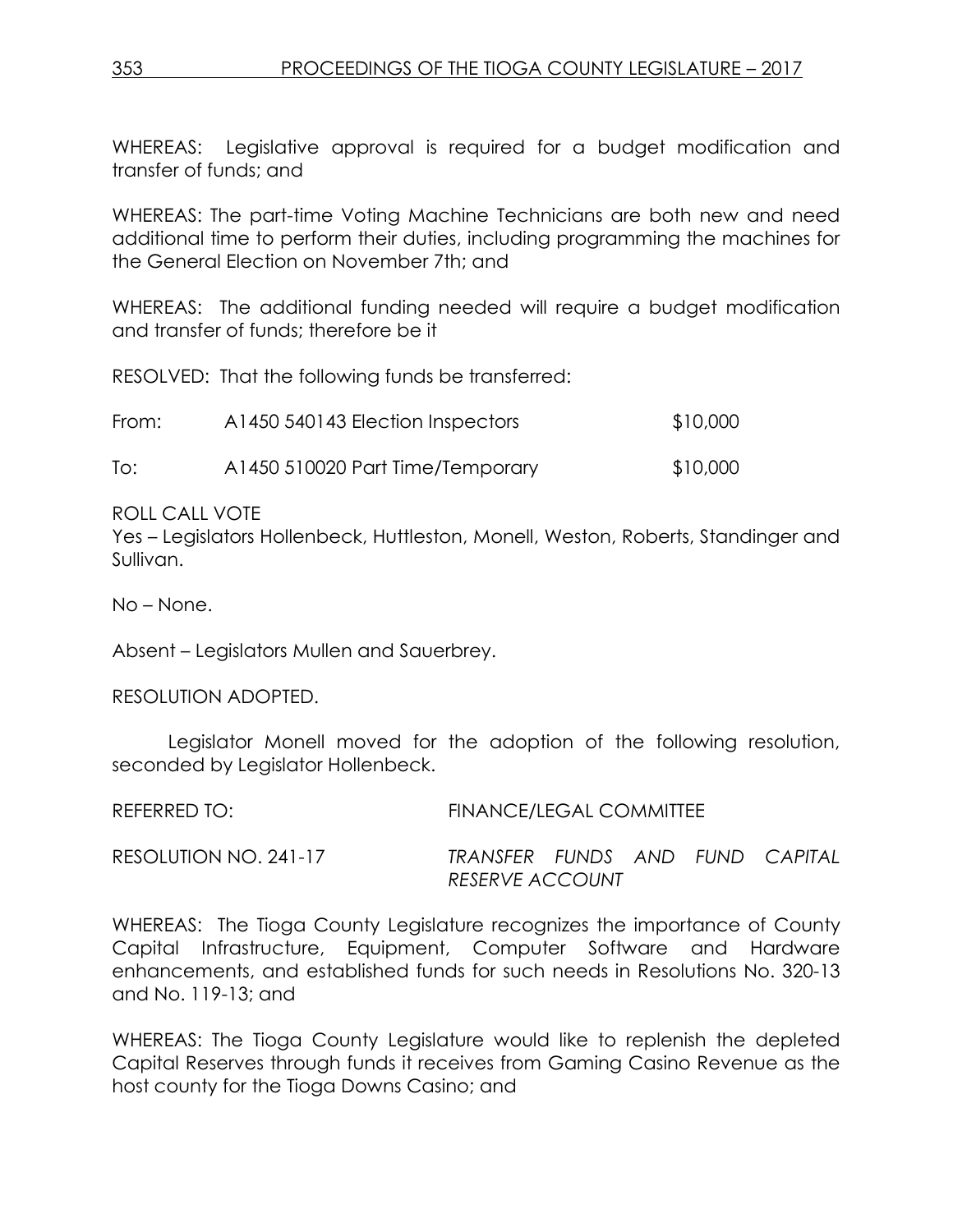WHEREAS: Legislative approval is required for a budget modification and transfer of funds; and

WHEREAS: The part-time Voting Machine Technicians are both new and need additional time to perform their duties, including programming the machines for the General Election on November 7th; and

WHEREAS: The additional funding needed will require a budget modification and transfer of funds; therefore be it

RESOLVED: That the following funds be transferred:

| | | |
|---|---|---|
| From: | A1450 540143 Election Inspectors | \$10,000 |
| To: | A1450 510020 Part Time/Temporary | \$10,000 |

ROLL CALL VOTE
Yes – Legislators Hollenbeck, Huttleston, Monell, Weston, Roberts, Standinger and Sullivan.

No – None.

Absent – Legislators Mullen and Sauerbrey.

RESOLUTION ADOPTED.

Legislator Monell moved for the adoption of the following resolution, seconded by Legislator Hollenbeck.

REFERRED TO: FINANCE/LEGAL COMMITTEE

RESOLUTION NO. 241-17 *TRANSFER FUNDS AND FUND CAPITAL RESERVE ACCOUNT*

WHEREAS: The Tioga County Legislature recognizes the importance of County Capital Infrastructure, Equipment, Computer Software and Hardware enhancements, and established funds for such needs in Resolutions No. 320-13 and No. 119-13; and

WHEREAS: The Tioga County Legislature would like to replenish the depleted Capital Reserves through funds it receives from Gaming Casino Revenue as the host county for the Tioga Downs Casino; and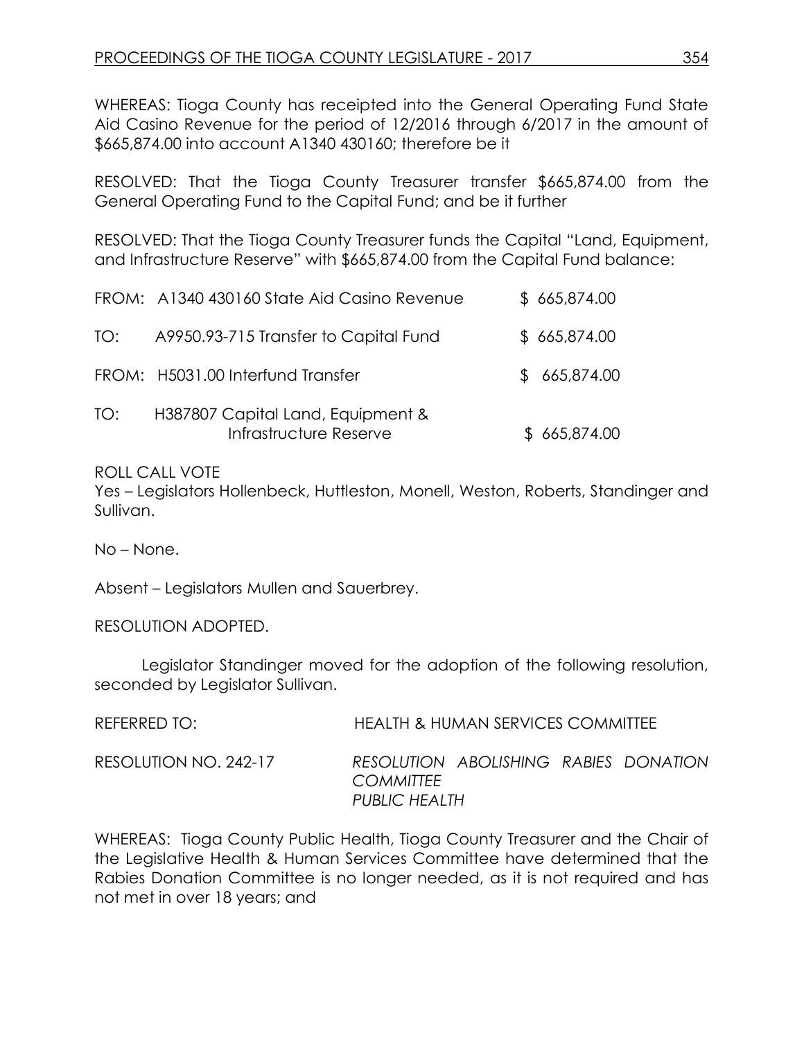WHEREAS: Tioga County has receipted into the General Operating Fund State Aid Casino Revenue for the period of 12/2016 through 6/2017 in the amount of $665,874.00 into account A1340 430160; therefore be it

RESOLVED: That the Tioga County Treasurer transfer $665,874.00 from the General Operating Fund to the Capital Fund; and be it further

RESOLVED: That the Tioga County Treasurer funds the Capital "Land, Equipment, and Infrastructure Reserve" with $665,874.00 from the Capital Fund balance:

| | | |
|---|---|---|
| FROM: | A1340 430160 State Aid Casino Revenue | $ 665,874.00 |
| TO: | A9950.93-715 Transfer to Capital Fund | $ 665,874.00 |
| FROM: | H5031.00 Interfund Transfer | $ 665,874.00 |
| TO: | H387807 Capital Land, Equipment & Infrastructure Reserve | $ 665,874.00 |

ROLL CALL VOTE
Yes – Legislators Hollenbeck, Huttleston, Monell, Weston, Roberts, Standinger and Sullivan.

No – None.

Absent – Legislators Mullen and Sauerbrey.

RESOLUTION ADOPTED.

Legislator Standinger moved for the adoption of the following resolution, seconded by Legislator Sullivan.

REFERRED TO: HEALTH & HUMAN SERVICES COMMITTEE

RESOLUTION NO. 242-17 *RESOLUTION ABOLISHING RABIES DONATION COMMITTEE*
*PUBLIC HEALTH*

WHEREAS: Tioga County Public Health, Tioga County Treasurer and the Chair of the Legislative Health & Human Services Committee have determined that the Rabies Donation Committee is no longer needed, as it is not required and has not met in over 18 years; and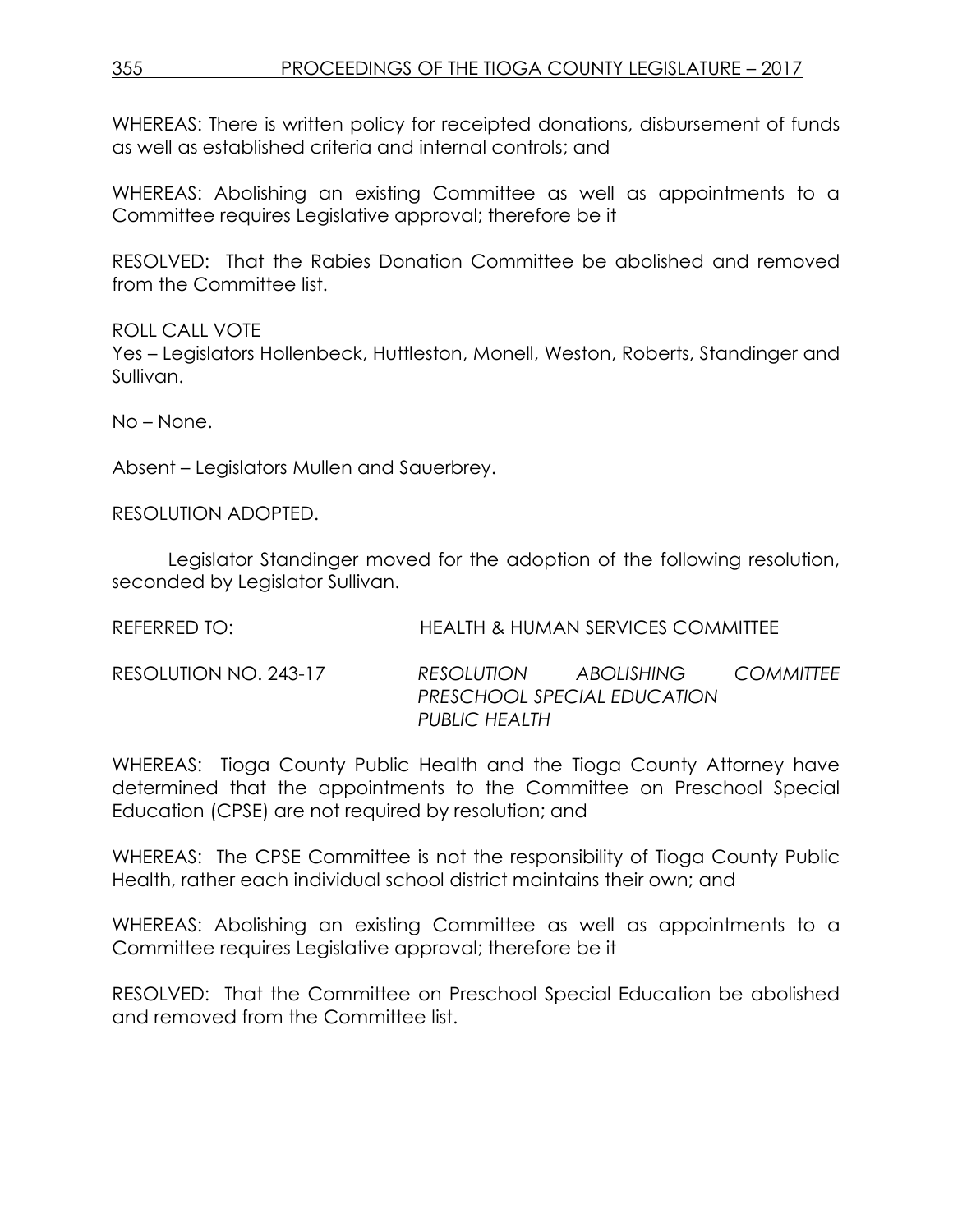WHEREAS: There is written policy for receipted donations, disbursement of funds as well as established criteria and internal controls; and

WHEREAS: Abolishing an existing Committee as well as appointments to a Committee requires Legislative approval; therefore be it

RESOLVED: That the Rabies Donation Committee be abolished and removed from the Committee list.

ROLL CALL VOTE
Yes – Legislators Hollenbeck, Huttleston, Monell, Weston, Roberts, Standinger and Sullivan.

No – None.

Absent – Legislators Mullen and Sauerbrey.

RESOLUTION ADOPTED.

Legislator Standinger moved for the adoption of the following resolution, seconded by Legislator Sullivan.

REFERRED TO: HEALTH & HUMAN SERVICES COMMITTEE

RESOLUTION NO. 243-17 *RESOLUTION ABOLISHING COMMITTEE PRESCHOOL SPECIAL EDUCATION PUBLIC HEALTH*

WHEREAS: Tioga County Public Health and the Tioga County Attorney have determined that the appointments to the Committee on Preschool Special Education (CPSE) are not required by resolution; and

WHEREAS: The CPSE Committee is not the responsibility of Tioga County Public Health, rather each individual school district maintains their own; and

WHEREAS: Abolishing an existing Committee as well as appointments to a Committee requires Legislative approval; therefore be it

RESOLVED: That the Committee on Preschool Special Education be abolished and removed from the Committee list.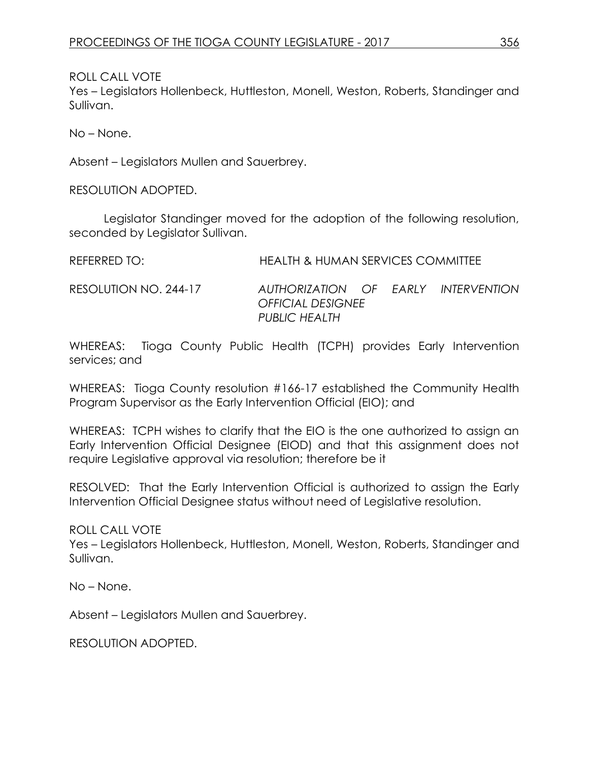ROLL CALL VOTE
Yes – Legislators Hollenbeck, Huttleston, Monell, Weston, Roberts, Standinger and Sullivan.

No – None.

Absent – Legislators Mullen and Sauerbrey.

RESOLUTION ADOPTED.

Legislator Standinger moved for the adoption of the following resolution, seconded by Legislator Sullivan.

REFERRED TO: HEALTH & HUMAN SERVICES COMMITTEE

RESOLUTION NO. 244-17 *AUTHORIZATION OF EARLY INTERVENTION OFFICIAL DESIGNEE PUBLIC HEALTH*

WHEREAS: Tioga County Public Health (TCPH) provides Early Intervention services; and

WHEREAS: Tioga County resolution #166-17 established the Community Health Program Supervisor as the Early Intervention Official (EIO); and

WHEREAS: TCPH wishes to clarify that the EIO is the one authorized to assign an Early Intervention Official Designee (EIOD) and that this assignment does not require Legislative approval via resolution; therefore be it

RESOLVED: That the Early Intervention Official is authorized to assign the Early Intervention Official Designee status without need of Legislative resolution.

ROLL CALL VOTE
Yes – Legislators Hollenbeck, Huttleston, Monell, Weston, Roberts, Standinger and Sullivan.

No – None.

Absent – Legislators Mullen and Sauerbrey.

RESOLUTION ADOPTED.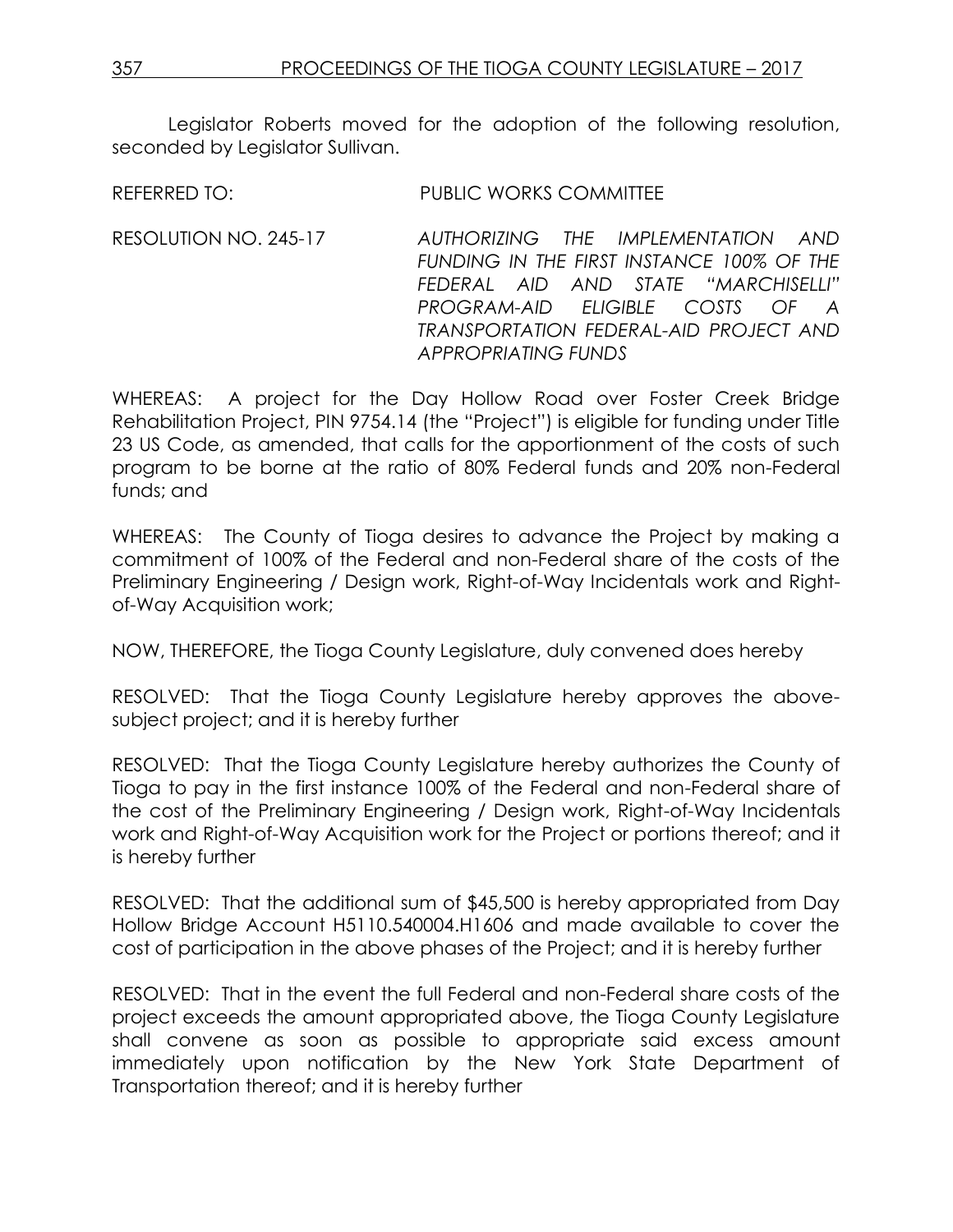Legislator Roberts moved for the adoption of the following resolution, seconded by Legislator Sullivan.

REFERRED TO: PUBLIC WORKS COMMITTEE

RESOLUTION NO. 245-17 *AUTHORIZING THE IMPLEMENTATION AND FUNDING IN THE FIRST INSTANCE 100% OF THE FEDERAL AID AND STATE "MARCHISELLI" PROGRAM-AID ELIGIBLE COSTS OF A TRANSPORTATION FEDERAL-AID PROJECT AND APPROPRIATING FUNDS*

WHEREAS: A project for the Day Hollow Road over Foster Creek Bridge Rehabilitation Project, PIN 9754.14 (the "Project") is eligible for funding under Title 23 US Code, as amended, that calls for the apportionment of the costs of such program to be borne at the ratio of 80% Federal funds and 20% non-Federal funds; and

WHEREAS: The County of Tioga desires to advance the Project by making a commitment of 100% of the Federal and non-Federal share of the costs of the Preliminary Engineering / Design work, Right-of-Way Incidentals work and Right-of-Way Acquisition work;

NOW, THEREFORE, the Tioga County Legislature, duly convened does hereby

RESOLVED: That the Tioga County Legislature hereby approves the above-subject project; and it is hereby further

RESOLVED: That the Tioga County Legislature hereby authorizes the County of Tioga to pay in the first instance 100% of the Federal and non-Federal share of the cost of the Preliminary Engineering / Design work, Right-of-Way Incidentals work and Right-of-Way Acquisition work for the Project or portions thereof; and it is hereby further

RESOLVED: That the additional sum of $45,500 is hereby appropriated from Day Hollow Bridge Account H5110.540004.H1606 and made available to cover the cost of participation in the above phases of the Project; and it is hereby further

RESOLVED: That in the event the full Federal and non-Federal share costs of the project exceeds the amount appropriated above, the Tioga County Legislature shall convene as soon as possible to appropriate said excess amount immediately upon notification by the New York State Department of Transportation thereof; and it is hereby further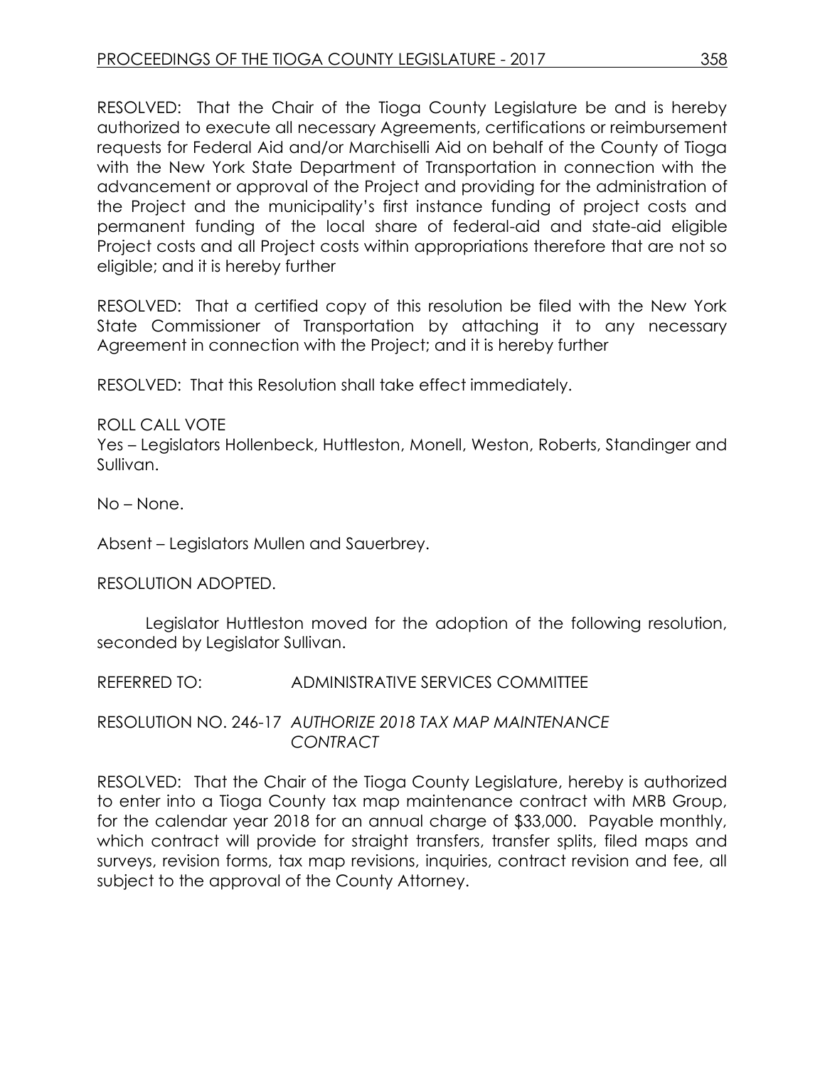RESOLVED: That the Chair of the Tioga County Legislature be and is hereby authorized to execute all necessary Agreements, certifications or reimbursement requests for Federal Aid and/or Marchiselli Aid on behalf of the County of Tioga with the New York State Department of Transportation in connection with the advancement or approval of the Project and providing for the administration of the Project and the municipality's first instance funding of project costs and permanent funding of the local share of federal-aid and state-aid eligible Project costs and all Project costs within appropriations therefore that are not so eligible; and it is hereby further

RESOLVED: That a certified copy of this resolution be filed with the New York State Commissioner of Transportation by attaching it to any necessary Agreement in connection with the Project; and it is hereby further

RESOLVED: That this Resolution shall take effect immediately.

ROLL CALL VOTE
Yes – Legislators Hollenbeck, Huttleston, Monell, Weston, Roberts, Standinger and Sullivan.

No – None.

Absent – Legislators Mullen and Sauerbrey.

RESOLUTION ADOPTED.

Legislator Huttleston moved for the adoption of the following resolution, seconded by Legislator Sullivan.

REFERRED TO: ADMINISTRATIVE SERVICES COMMITTEE

RESOLUTION NO. 246-17 *AUTHORIZE 2018 TAX MAP MAINTENANCE CONTRACT*

RESOLVED: That the Chair of the Tioga County Legislature, hereby is authorized to enter into a Tioga County tax map maintenance contract with MRB Group, for the calendar year 2018 for an annual charge of $33,000. Payable monthly, which contract will provide for straight transfers, transfer splits, filed maps and surveys, revision forms, tax map revisions, inquiries, contract revision and fee, all subject to the approval of the County Attorney.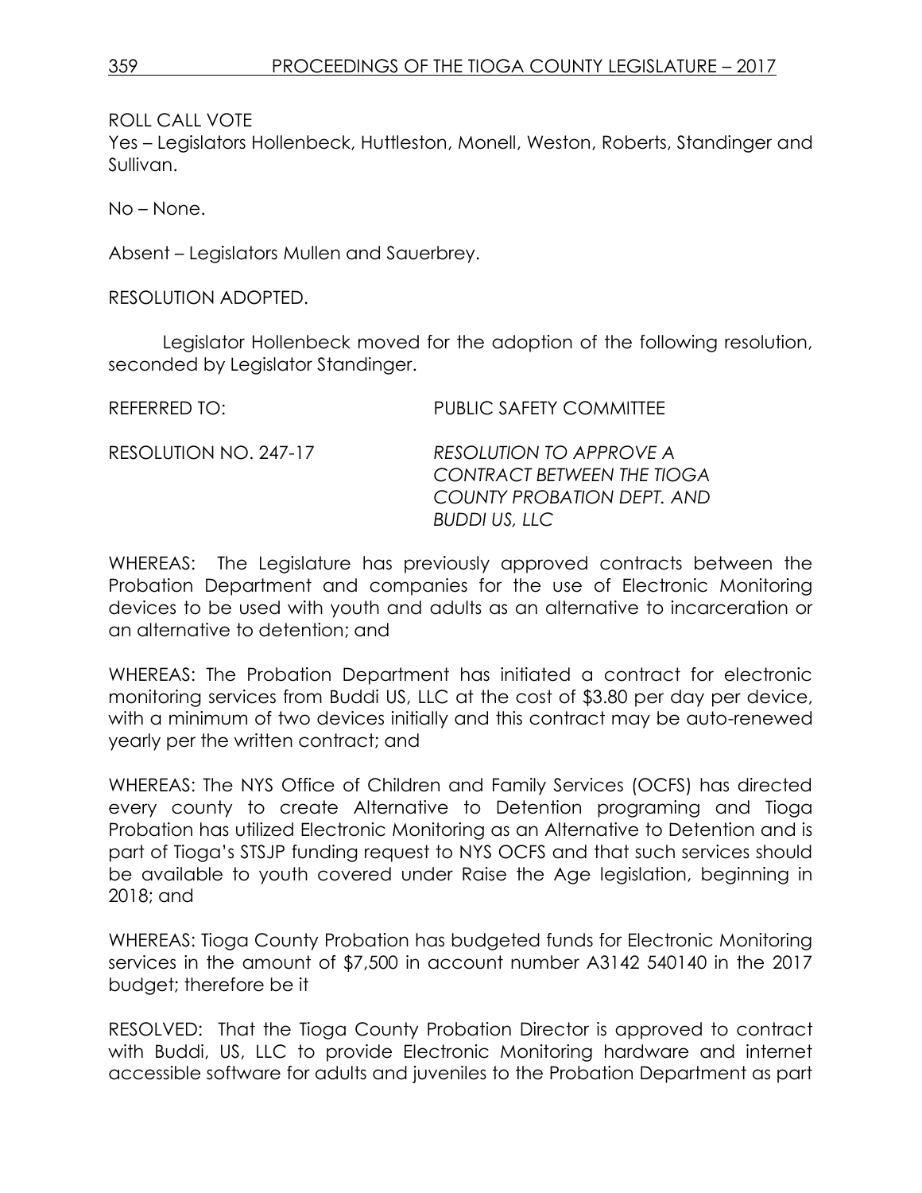ROLL CALL VOTE

Yes – Legislators Hollenbeck, Huttleston, Monell, Weston, Roberts, Standinger and Sullivan.

No – None.

Absent – Legislators Mullen and Sauerbrey.

RESOLUTION ADOPTED.

Legislator Hollenbeck moved for the adoption of the following resolution, seconded by Legislator Standinger.

REFERRED TO: PUBLIC SAFETY COMMITTEE

RESOLUTION NO. 247-17 *RESOLUTION TO APPROVE A CONTRACT BETWEEN THE TIOGA COUNTY PROBATION DEPT. AND BUDDI US, LLC*

WHEREAS: The Legislature has previously approved contracts between the Probation Department and companies for the use of Electronic Monitoring devices to be used with youth and adults as an alternative to incarceration or an alternative to detention; and

WHEREAS: The Probation Department has initiated a contract for electronic monitoring services from Buddi US, LLC at the cost of $3.80 per day per device, with a minimum of two devices initially and this contract may be auto-renewed yearly per the written contract; and

WHEREAS: The NYS Office of Children and Family Services (OCFS) has directed every county to create Alternative to Detention programing and Tioga Probation has utilized Electronic Monitoring as an Alternative to Detention and is part of Tioga's STSJP funding request to NYS OCFS and that such services should be available to youth covered under Raise the Age legislation, beginning in 2018; and

WHEREAS: Tioga County Probation has budgeted funds for Electronic Monitoring services in the amount of $7,500 in account number A3142 540140 in the 2017 budget; therefore be it

RESOLVED: That the Tioga County Probation Director is approved to contract with Buddi, US, LLC to provide Electronic Monitoring hardware and internet accessible software for adults and juveniles to the Probation Department as part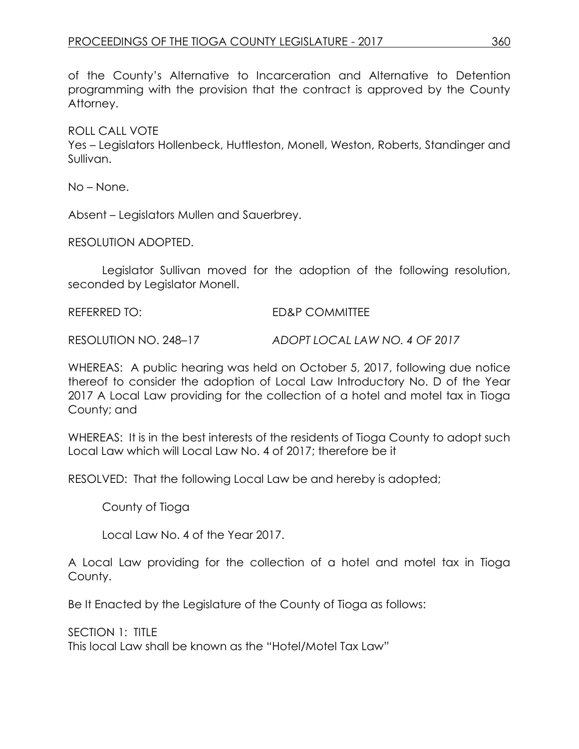of the County's Alternative to Incarceration and Alternative to Detention programming with the provision that the contract is approved by the County Attorney.

ROLL CALL VOTE
Yes – Legislators Hollenbeck, Huttleston, Monell, Weston, Roberts, Standinger and Sullivan.

No – None.

Absent – Legislators Mullen and Sauerbrey.

RESOLUTION ADOPTED.

Legislator Sullivan moved for the adoption of the following resolution, seconded by Legislator Monell.

REFERRED TO: ED&P COMMITTEE

RESOLUTION NO. 248–17 *ADOPT LOCAL LAW NO. 4 OF 2017*

WHEREAS: A public hearing was held on October 5, 2017, following due notice thereof to consider the adoption of Local Law Introductory No. D of the Year 2017 A Local Law providing for the collection of a hotel and motel tax in Tioga County; and

WHEREAS: It is in the best interests of the residents of Tioga County to adopt such Local Law which will Local Law No. 4 of 2017; therefore be it

RESOLVED: That the following Local Law be and hereby is adopted;

County of Tioga

Local Law No. 4 of the Year 2017.

A Local Law providing for the collection of a hotel and motel tax in Tioga County.

Be It Enacted by the Legislature of the County of Tioga as follows:

SECTION 1: TITLE
This local Law shall be known as the "Hotel/Motel Tax Law"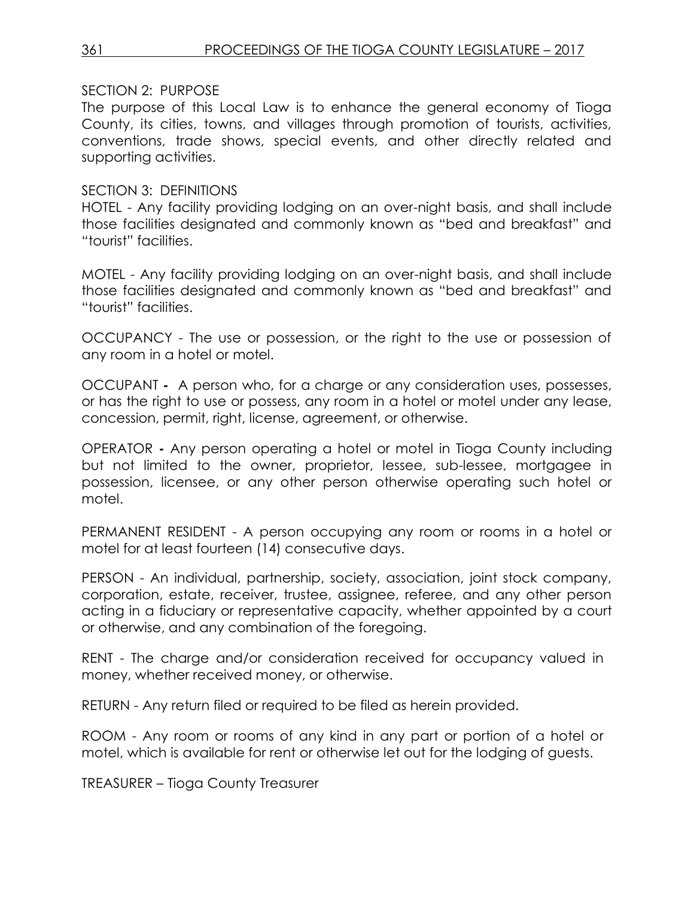SECTION 2: PURPOSE

The purpose of this Local Law is to enhance the general economy of Tioga County, its cities, towns, and villages through promotion of tourists, activities, conventions, trade shows, special events, and other directly related and supporting activities.

SECTION 3: DEFINITIONS

HOTEL - Any facility providing lodging on an over-night basis, and shall include those facilities designated and commonly known as "bed and breakfast" and "tourist" facilities.

MOTEL - Any facility providing lodging on an over-night basis, and shall include those facilities designated and commonly known as "bed and breakfast" and "tourist" facilities.

OCCUPANCY - The use or possession, or the right to the use or possession of any room in a hotel or motel.

OCCUPANT **-** A person who, for a charge or any consideration uses, possesses, or has the right to use or possess, any room in a hotel or motel under any lease, concession, permit, right, license, agreement, or otherwise.

OPERATOR **-** Any person operating a hotel or motel in Tioga County including but not limited to the owner, proprietor, lessee, sub-lessee, mortgagee in possession, licensee, or any other person otherwise operating such hotel or motel.

PERMANENT RESIDENT - A person occupying any room or rooms in a hotel or motel for at least fourteen (14) consecutive days.

PERSON - An individual, partnership, society, association, joint stock company, corporation, estate, receiver, trustee, assignee, referee, and any other person acting in a fiduciary or representative capacity, whether appointed by a court or otherwise, and any combination of the foregoing.

RENT - The charge and/or consideration received for occupancy valued in money, whether received money, or otherwise.

RETURN - Any return filed or required to be filed as herein provided.

ROOM - Any room or rooms of any kind in any part or portion of a hotel or motel, which is available for rent or otherwise let out for the lodging of guests.

TREASURER – Tioga County Treasurer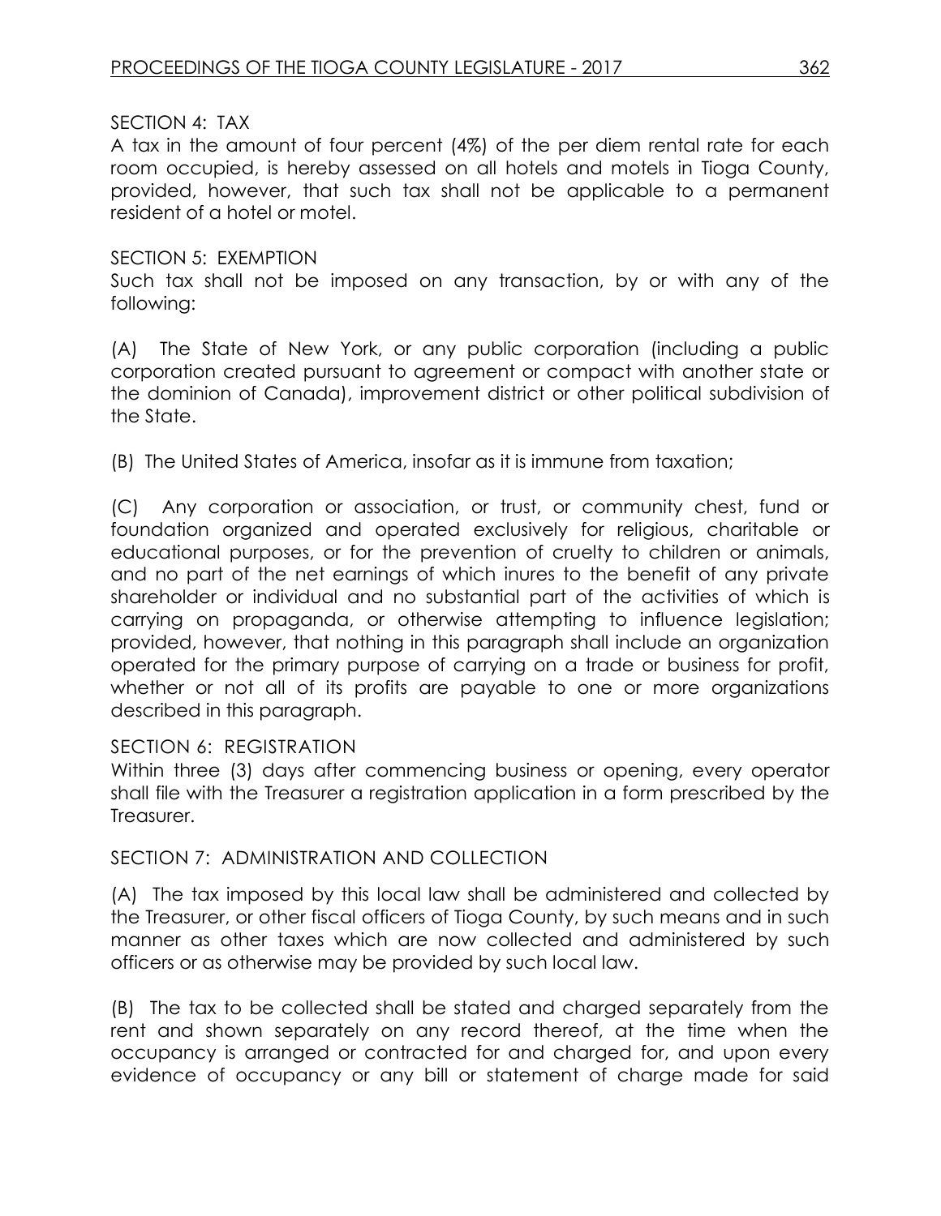SECTION 4: TAX

A tax in the amount of four percent (4%) of the per diem rental rate for each room occupied, is hereby assessed on all hotels and motels in Tioga County, provided, however, that such tax shall not be applicable to a permanent resident of a hotel or motel.

SECTION 5: EXEMPTION

Such tax shall not be imposed on any transaction, by or with any of the following:

(A) The State of New York, or any public corporation (including a public corporation created pursuant to agreement or compact with another state or the dominion of Canada), improvement district or other political subdivision of the State.

(B) The United States of America, insofar as it is immune from taxation;

(C) Any corporation or association, or trust, or community chest, fund or foundation organized and operated exclusively for religious, charitable or educational purposes, or for the prevention of cruelty to children or animals, and no part of the net earnings of which inures to the benefit of any private shareholder or individual and no substantial part of the activities of which is carrying on propaganda, or otherwise attempting to influence legislation; provided, however, that nothing in this paragraph shall include an organization operated for the primary purpose of carrying on a trade or business for profit, whether or not all of its profits are payable to one or more organizations described in this paragraph.

SECTION 6: REGISTRATION

Within three (3) days after commencing business or opening, every operator shall file with the Treasurer a registration application in a form prescribed by the Treasurer.

SECTION 7: ADMINISTRATION AND COLLECTION

(A) The tax imposed by this local law shall be administered and collected by the Treasurer, or other fiscal officers of Tioga County, by such means and in such manner as other taxes which are now collected and administered by such officers or as otherwise may be provided by such local law.

(B) The tax to be collected shall be stated and charged separately from the rent and shown separately on any record thereof, at the time when the occupancy is arranged or contracted for and charged for, and upon every evidence of occupancy or any bill or statement of charge made for said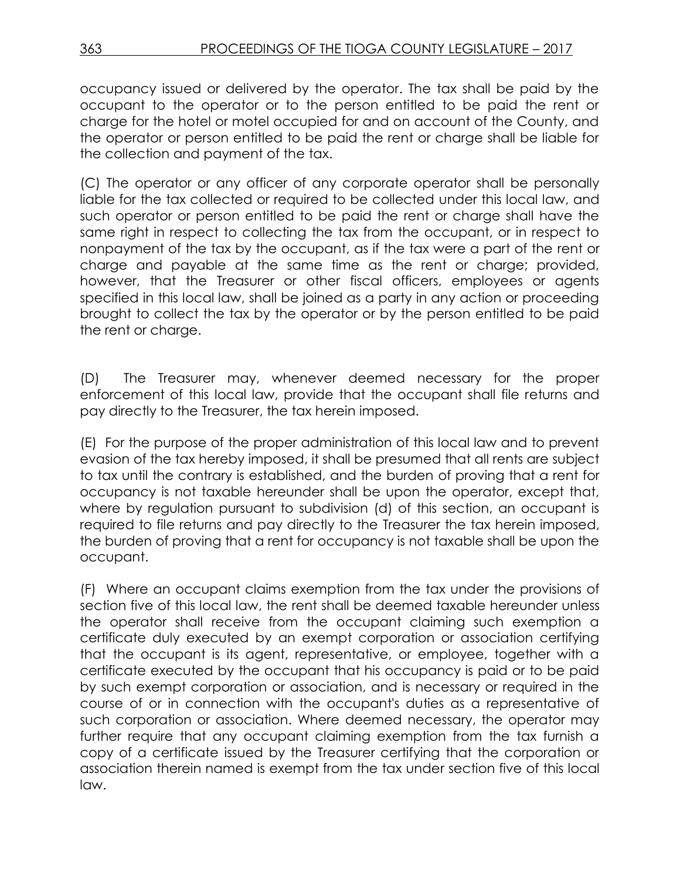occupancy issued or delivered by the operator. The tax shall be paid by the occupant to the operator or to the person entitled to be paid the rent or charge for the hotel or motel occupied for and on account of the County, and the operator or person entitled to be paid the rent or charge shall be liable for the collection and payment of the tax.

(C) The operator or any officer of any corporate operator shall be personally liable for the tax collected or required to be collected under this local law, and such operator or person entitled to be paid the rent or charge shall have the same right in respect to collecting the tax from the occupant, or in respect to nonpayment of the tax by the occupant, as if the tax were a part of the rent or charge and payable at the same time as the rent or charge; provided, however, that the Treasurer or other fiscal officers, employees or agents specified in this local law, shall be joined as a party in any action or proceeding brought to collect the tax by the operator or by the person entitled to be paid the rent or charge.

(D) The Treasurer may, whenever deemed necessary for the proper enforcement of this local law, provide that the occupant shall file returns and pay directly to the Treasurer, the tax herein imposed.

(E) For the purpose of the proper administration of this local law and to prevent evasion of the tax hereby imposed, it shall be presumed that all rents are subject to tax until the contrary is established, and the burden of proving that a rent for occupancy is not taxable hereunder shall be upon the operator, except that, where by regulation pursuant to subdivision (d) of this section, an occupant is required to file returns and pay directly to the Treasurer the tax herein imposed, the burden of proving that a rent for occupancy is not taxable shall be upon the occupant.

(F) Where an occupant claims exemption from the tax under the provisions of section five of this local law, the rent shall be deemed taxable hereunder unless the operator shall receive from the occupant claiming such exemption a certificate duly executed by an exempt corporation or association certifying that the occupant is its agent, representative, or employee, together with a certificate executed by the occupant that his occupancy is paid or to be paid by such exempt corporation or association, and is necessary or required in the course of or in connection with the occupant's duties as a representative of such corporation or association. Where deemed necessary, the operator may further require that any occupant claiming exemption from the tax furnish a copy of a certificate issued by the Treasurer certifying that the corporation or association therein named is exempt from the tax under section five of this local law.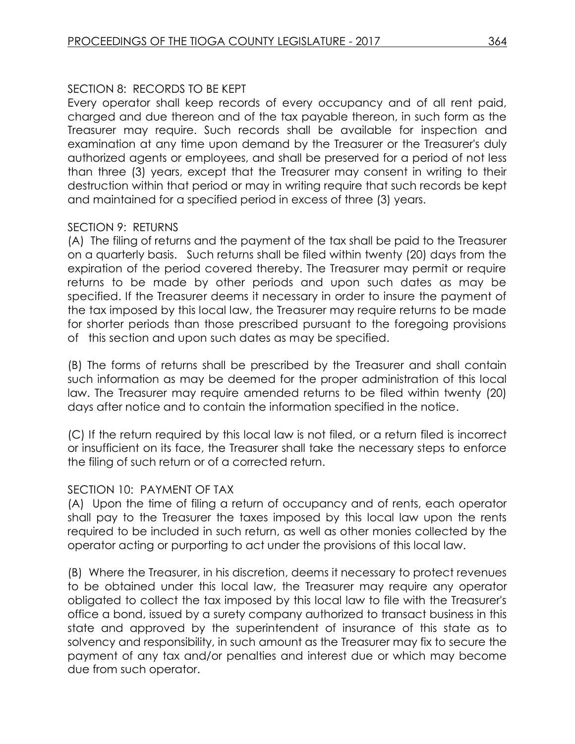SECTION 8: RECORDS TO BE KEPT

Every operator shall keep records of every occupancy and of all rent paid, charged and due thereon and of the tax payable thereon, in such form as the Treasurer may require. Such records shall be available for inspection and examination at any time upon demand by the Treasurer or the Treasurer's duly authorized agents or employees, and shall be preserved for a period of not less than three (3) years, except that the Treasurer may consent in writing to their destruction within that period or may in writing require that such records be kept and maintained for a specified period in excess of three (3) years.

SECTION 9: RETURNS

(A) The filing of returns and the payment of the tax shall be paid to the Treasurer on a quarterly basis. Such returns shall be filed within twenty (20) days from the expiration of the period covered thereby. The Treasurer may permit or require returns to be made by other periods and upon such dates as may be specified. If the Treasurer deems it necessary in order to insure the payment of the tax imposed by this local law, the Treasurer may require returns to be made for shorter periods than those prescribed pursuant to the foregoing provisions of this section and upon such dates as may be specified.

(B) The forms of returns shall be prescribed by the Treasurer and shall contain such information as may be deemed for the proper administration of this local law. The Treasurer may require amended returns to be filed within twenty (20) days after notice and to contain the information specified in the notice.

(C) If the return required by this local law is not filed, or a return filed is incorrect or insufficient on its face, the Treasurer shall take the necessary steps to enforce the filing of such return or of a corrected return.

SECTION 10: PAYMENT OF TAX

(A) Upon the time of filing a return of occupancy and of rents, each operator shall pay to the Treasurer the taxes imposed by this local law upon the rents required to be included in such return, as well as other monies collected by the operator acting or purporting to act under the provisions of this local law.

(B) Where the Treasurer, in his discretion, deems it necessary to protect revenues to be obtained under this local law, the Treasurer may require any operator obligated to collect the tax imposed by this local law to file with the Treasurer's office a bond, issued by a surety company authorized to transact business in this state and approved by the superintendent of insurance of this state as to solvency and responsibility, in such amount as the Treasurer may fix to secure the payment of any tax and/or penalties and interest due or which may become due from such operator.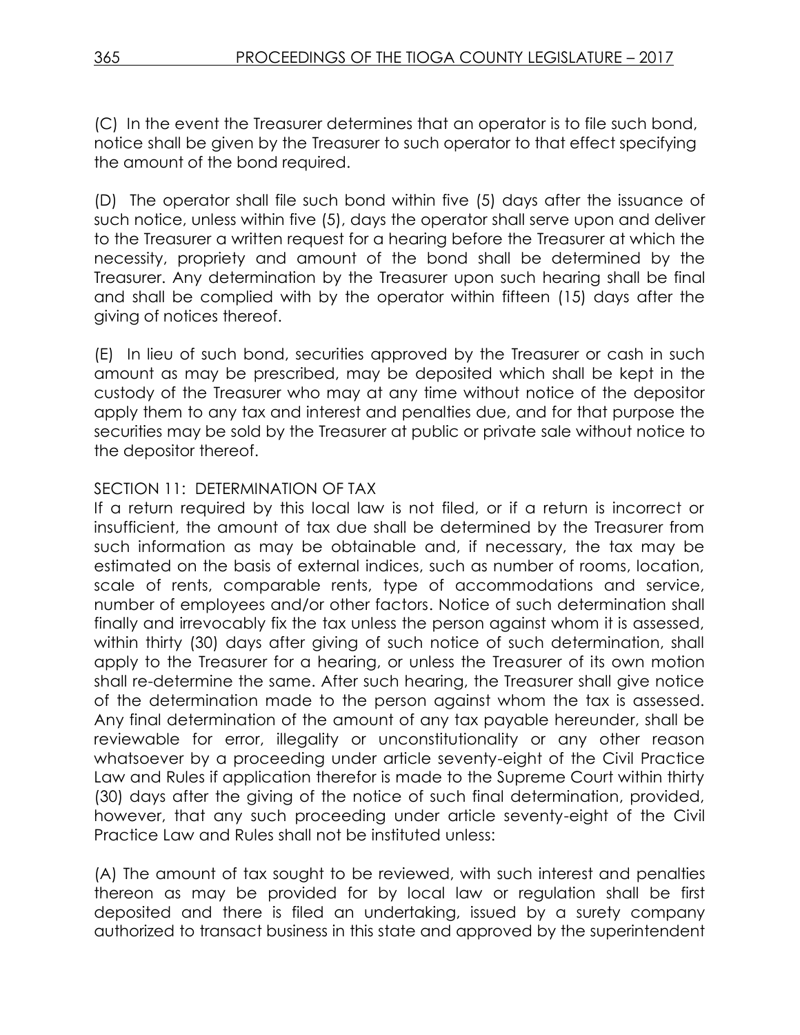(C) In the event the Treasurer determines that an operator is to file such bond, notice shall be given by the Treasurer to such operator to that effect specifying the amount of the bond required.

(D) The operator shall file such bond within five (5) days after the issuance of such notice, unless within five (5), days the operator shall serve upon and deliver to the Treasurer a written request for a hearing before the Treasurer at which the necessity, propriety and amount of the bond shall be determined by the Treasurer. Any determination by the Treasurer upon such hearing shall be final and shall be complied with by the operator within fifteen (15) days after the giving of notices thereof.

(E) In lieu of such bond, securities approved by the Treasurer or cash in such amount as may be prescribed, may be deposited which shall be kept in the custody of the Treasurer who may at any time without notice of the depositor apply them to any tax and interest and penalties due, and for that purpose the securities may be sold by the Treasurer at public or private sale without notice to the depositor thereof.

SECTION 11: DETERMINATION OF TAX

If a return required by this local law is not filed, or if a return is incorrect or insufficient, the amount of tax due shall be determined by the Treasurer from such information as may be obtainable and, if necessary, the tax may be estimated on the basis of external indices, such as number of rooms, location, scale of rents, comparable rents, type of accommodations and service, number of employees and/or other factors. Notice of such determination shall finally and irrevocably fix the tax unless the person against whom it is assessed, within thirty (30) days after giving of such notice of such determination, shall apply to the Treasurer for a hearing, or unless the Treasurer of its own motion shall re-determine the same. After such hearing, the Treasurer shall give notice of the determination made to the person against whom the tax is assessed. Any final determination of the amount of any tax payable hereunder, shall be reviewable for error, illegality or unconstitutionality or any other reason whatsoever by a proceeding under article seventy-eight of the Civil Practice Law and Rules if application therefor is made to the Supreme Court within thirty (30) days after the giving of the notice of such final determination, provided, however, that any such proceeding under article seventy-eight of the Civil Practice Law and Rules shall not be instituted unless:

(A) The amount of tax sought to be reviewed, with such interest and penalties thereon as may be provided for by local law or regulation shall be first deposited and there is filed an undertaking, issued by a surety company authorized to transact business in this state and approved by the superintendent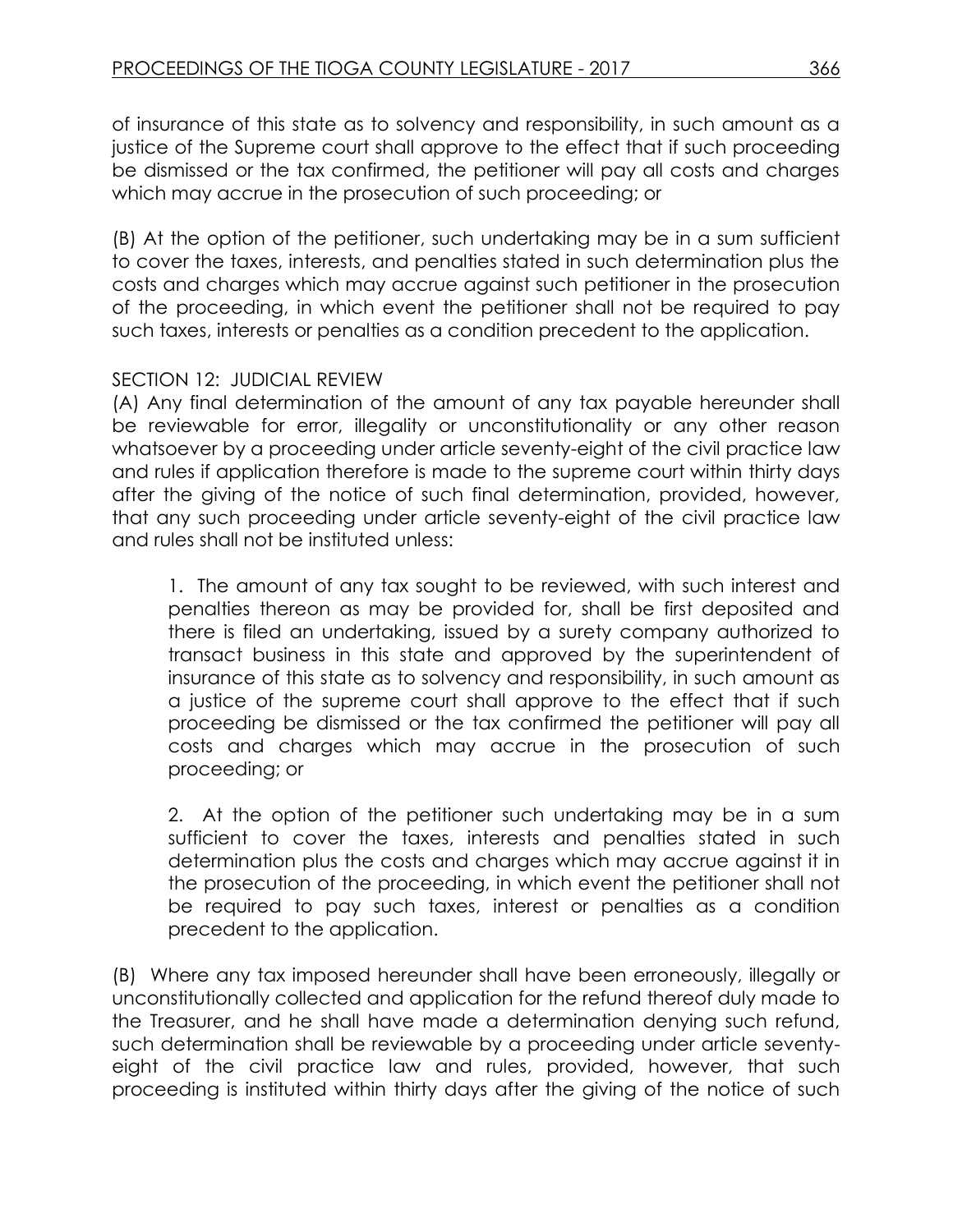of insurance of this state as to solvency and responsibility, in such amount as a justice of the Supreme court shall approve to the effect that if such proceeding be dismissed or the tax confirmed, the petitioner will pay all costs and charges which may accrue in the prosecution of such proceeding; or

(B) At the option of the petitioner, such undertaking may be in a sum sufficient to cover the taxes, interests, and penalties stated in such determination plus the costs and charges which may accrue against such petitioner in the prosecution of the proceeding, in which event the petitioner shall not be required to pay such taxes, interests or penalties as a condition precedent to the application.

SECTION 12: JUDICIAL REVIEW

(A) Any final determination of the amount of any tax payable hereunder shall be reviewable for error, illegality or unconstitutionality or any other reason whatsoever by a proceeding under article seventy-eight of the civil practice law and rules if application therefore is made to the supreme court within thirty days after the giving of the notice of such final determination, provided, however, that any such proceeding under article seventy-eight of the civil practice law and rules shall not be instituted unless:

1. The amount of any tax sought to be reviewed, with such interest and penalties thereon as may be provided for, shall be first deposited and there is filed an undertaking, issued by a surety company authorized to transact business in this state and approved by the superintendent of insurance of this state as to solvency and responsibility, in such amount as a justice of the supreme court shall approve to the effect that if such proceeding be dismissed or the tax confirmed the petitioner will pay all costs and charges which may accrue in the prosecution of such proceeding; or

2. At the option of the petitioner such undertaking may be in a sum sufficient to cover the taxes, interests and penalties stated in such determination plus the costs and charges which may accrue against it in the prosecution of the proceeding, in which event the petitioner shall not be required to pay such taxes, interest or penalties as a condition precedent to the application.

(B) Where any tax imposed hereunder shall have been erroneously, illegally or unconstitutionally collected and application for the refund thereof duly made to the Treasurer, and he shall have made a determination denying such refund, such determination shall be reviewable by a proceeding under article seventy-eight of the civil practice law and rules, provided, however, that such proceeding is instituted within thirty days after the giving of the notice of such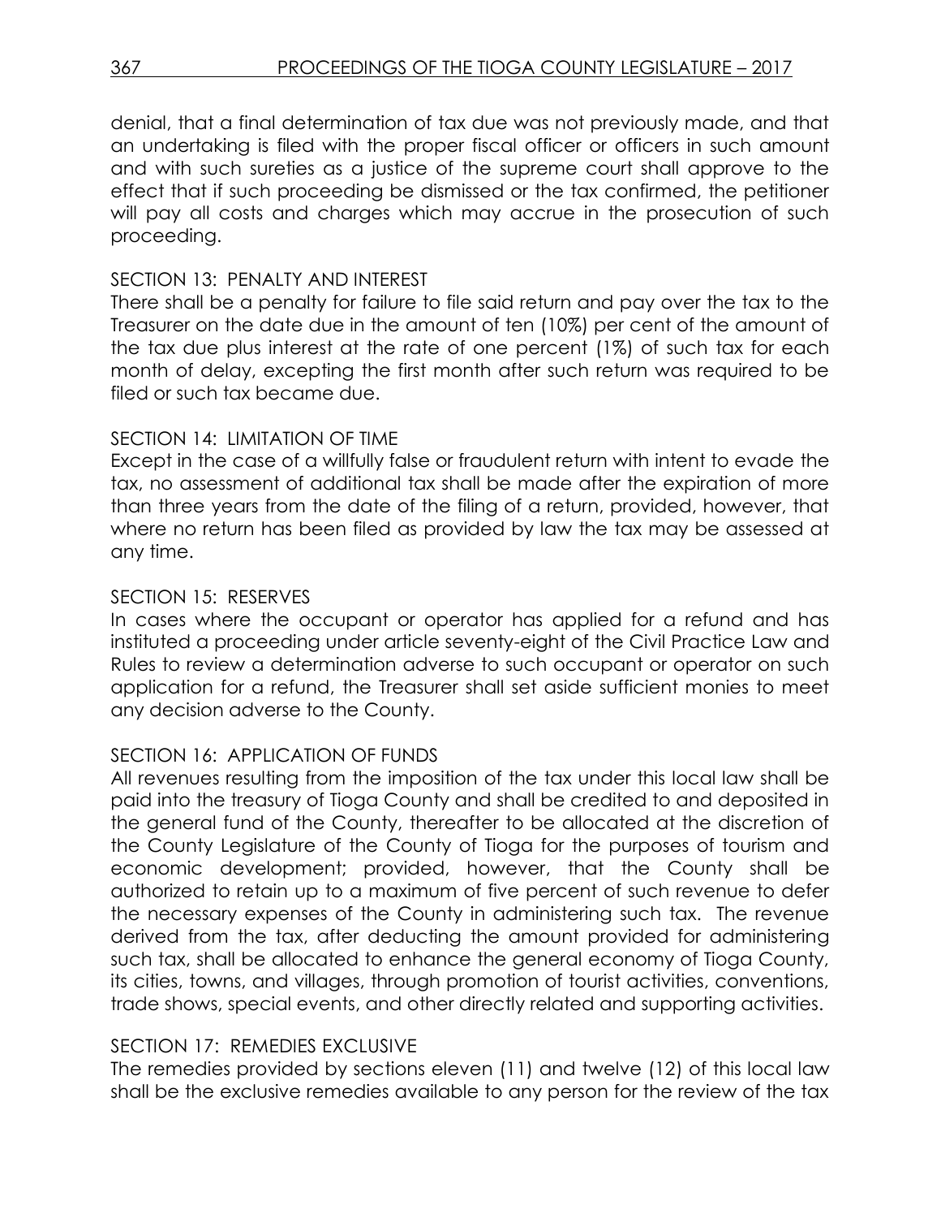denial, that a final determination of tax due was not previously made, and that an undertaking is filed with the proper fiscal officer or officers in such amount and with such sureties as a justice of the supreme court shall approve to the effect that if such proceeding be dismissed or the tax confirmed, the petitioner will pay all costs and charges which may accrue in the prosecution of such proceeding.

SECTION 13: PENALTY AND INTEREST

There shall be a penalty for failure to file said return and pay over the tax to the Treasurer on the date due in the amount of ten (10%) per cent of the amount of the tax due plus interest at the rate of one percent (1%) of such tax for each month of delay, excepting the first month after such return was required to be filed or such tax became due.

SECTION 14: LIMITATION OF TIME

Except in the case of a willfully false or fraudulent return with intent to evade the tax, no assessment of additional tax shall be made after the expiration of more than three years from the date of the filing of a return, provided, however, that where no return has been filed as provided by law the tax may be assessed at any time.

SECTION 15: RESERVES

In cases where the occupant or operator has applied for a refund and has instituted a proceeding under article seventy-eight of the Civil Practice Law and Rules to review a determination adverse to such occupant or operator on such application for a refund, the Treasurer shall set aside sufficient monies to meet any decision adverse to the County.

SECTION 16: APPLICATION OF FUNDS

All revenues resulting from the imposition of the tax under this local law shall be paid into the treasury of Tioga County and shall be credited to and deposited in the general fund of the County, thereafter to be allocated at the discretion of the County Legislature of the County of Tioga for the purposes of tourism and economic development; provided, however, that the County shall be authorized to retain up to a maximum of five percent of such revenue to defer the necessary expenses of the County in administering such tax. The revenue derived from the tax, after deducting the amount provided for administering such tax, shall be allocated to enhance the general economy of Tioga County, its cities, towns, and villages, through promotion of tourist activities, conventions, trade shows, special events, and other directly related and supporting activities.

SECTION 17: REMEDIES EXCLUSIVE

The remedies provided by sections eleven (11) and twelve (12) of this local law shall be the exclusive remedies available to any person for the review of the tax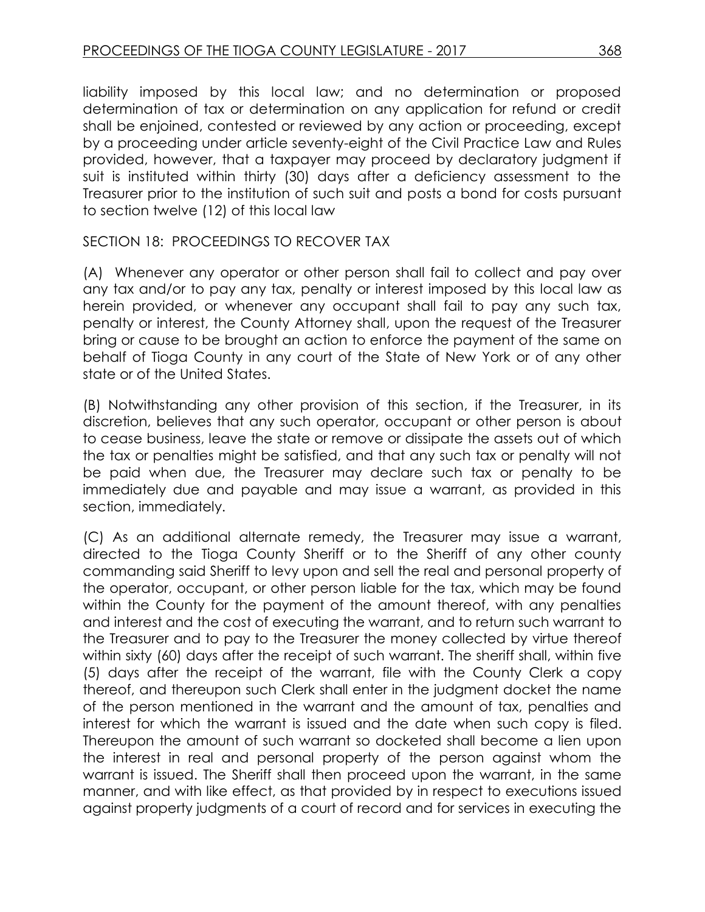liability imposed by this local law; and no determination or proposed determination of tax or determination on any application for refund or credit shall be enjoined, contested or reviewed by any action or proceeding, except by a proceeding under article seventy-eight of the Civil Practice Law and Rules provided, however, that a taxpayer may proceed by declaratory judgment if suit is instituted within thirty (30) days after a deficiency assessment to the Treasurer prior to the institution of such suit and posts a bond for costs pursuant to section twelve (12) of this local law

SECTION 18: PROCEEDINGS TO RECOVER TAX

(A) Whenever any operator or other person shall fail to collect and pay over any tax and/or to pay any tax, penalty or interest imposed by this local law as herein provided, or whenever any occupant shall fail to pay any such tax, penalty or interest, the County Attorney shall, upon the request of the Treasurer bring or cause to be brought an action to enforce the payment of the same on behalf of Tioga County in any court of the State of New York or of any other state or of the United States.

(B) Notwithstanding any other provision of this section, if the Treasurer, in its discretion, believes that any such operator, occupant or other person is about to cease business, leave the state or remove or dissipate the assets out of which the tax or penalties might be satisfied, and that any such tax or penalty will not be paid when due, the Treasurer may declare such tax or penalty to be immediately due and payable and may issue a warrant, as provided in this section, immediately.

(C) As an additional alternate remedy, the Treasurer may issue a warrant, directed to the Tioga County Sheriff or to the Sheriff of any other county commanding said Sheriff to levy upon and sell the real and personal property of the operator, occupant, or other person liable for the tax, which may be found within the County for the payment of the amount thereof, with any penalties and interest and the cost of executing the warrant, and to return such warrant to the Treasurer and to pay to the Treasurer the money collected by virtue thereof within sixty (60) days after the receipt of such warrant. The sheriff shall, within five (5) days after the receipt of the warrant, file with the County Clerk a copy thereof, and thereupon such Clerk shall enter in the judgment docket the name of the person mentioned in the warrant and the amount of tax, penalties and interest for which the warrant is issued and the date when such copy is filed. Thereupon the amount of such warrant so docketed shall become a lien upon the interest in real and personal property of the person against whom the warrant is issued. The Sheriff shall then proceed upon the warrant, in the same manner, and with like effect, as that provided by in respect to executions issued against property judgments of a court of record and for services in executing the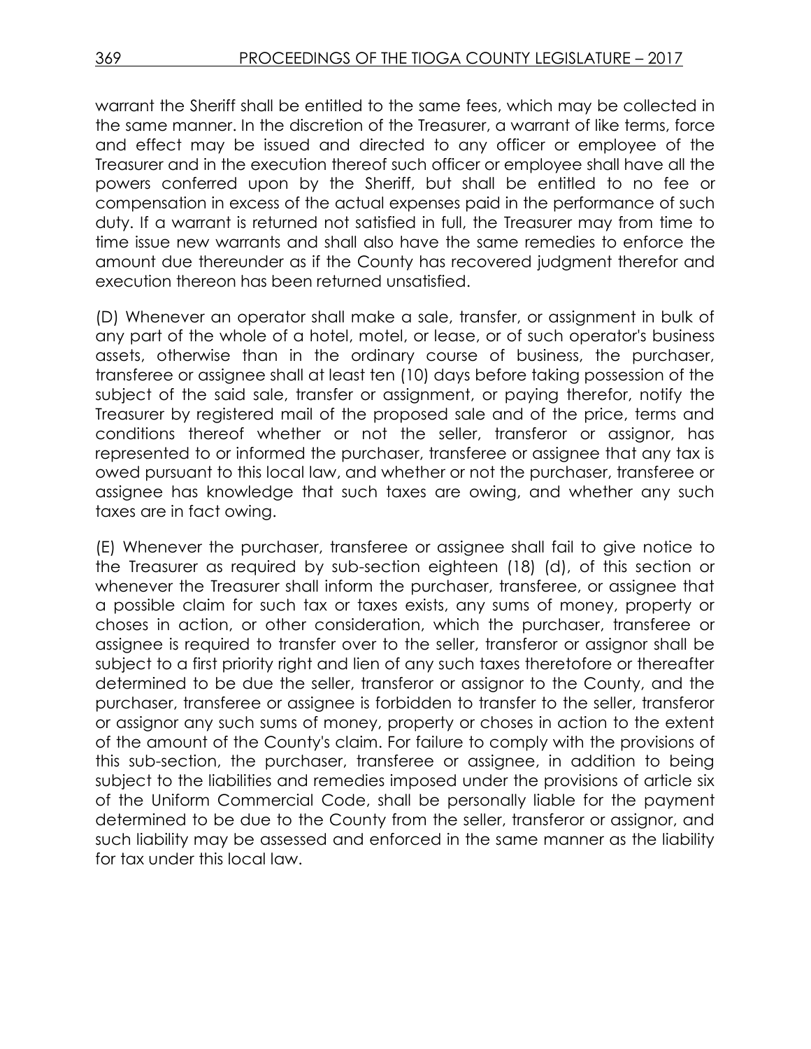warrant the Sheriff shall be entitled to the same fees, which may be collected in the same manner. In the discretion of the Treasurer, a warrant of like terms, force and effect may be issued and directed to any officer or employee of the Treasurer and in the execution thereof such officer or employee shall have all the powers conferred upon by the Sheriff, but shall be entitled to no fee or compensation in excess of the actual expenses paid in the performance of such duty. If a warrant is returned not satisfied in full, the Treasurer may from time to time issue new warrants and shall also have the same remedies to enforce the amount due thereunder as if the County has recovered judgment therefor and execution thereon has been returned unsatisfied.

(D) Whenever an operator shall make a sale, transfer, or assignment in bulk of any part of the whole of a hotel, motel, or lease, or of such operator's business assets, otherwise than in the ordinary course of business, the purchaser, transferee or assignee shall at least ten (10) days before taking possession of the subject of the said sale, transfer or assignment, or paying therefor, notify the Treasurer by registered mail of the proposed sale and of the price, terms and conditions thereof whether or not the seller, transferor or assignor, has represented to or informed the purchaser, transferee or assignee that any tax is owed pursuant to this local law, and whether or not the purchaser, transferee or assignee has knowledge that such taxes are owing, and whether any such taxes are in fact owing.

(E) Whenever the purchaser, transferee or assignee shall fail to give notice to the Treasurer as required by sub-section eighteen (18) (d), of this section or whenever the Treasurer shall inform the purchaser, transferee, or assignee that a possible claim for such tax or taxes exists, any sums of money, property or choses in action, or other consideration, which the purchaser, transferee or assignee is required to transfer over to the seller, transferor or assignor shall be subject to a first priority right and lien of any such taxes theretofore or thereafter determined to be due the seller, transferor or assignor to the County, and the purchaser, transferee or assignee is forbidden to transfer to the seller, transferor or assignor any such sums of money, property or choses in action to the extent of the amount of the County's claim. For failure to comply with the provisions of this sub-section, the purchaser, transferee or assignee, in addition to being subject to the liabilities and remedies imposed under the provisions of article six of the Uniform Commercial Code, shall be personally liable for the payment determined to be due to the County from the seller, transferor or assignor, and such liability may be assessed and enforced in the same manner as the liability for tax under this local law.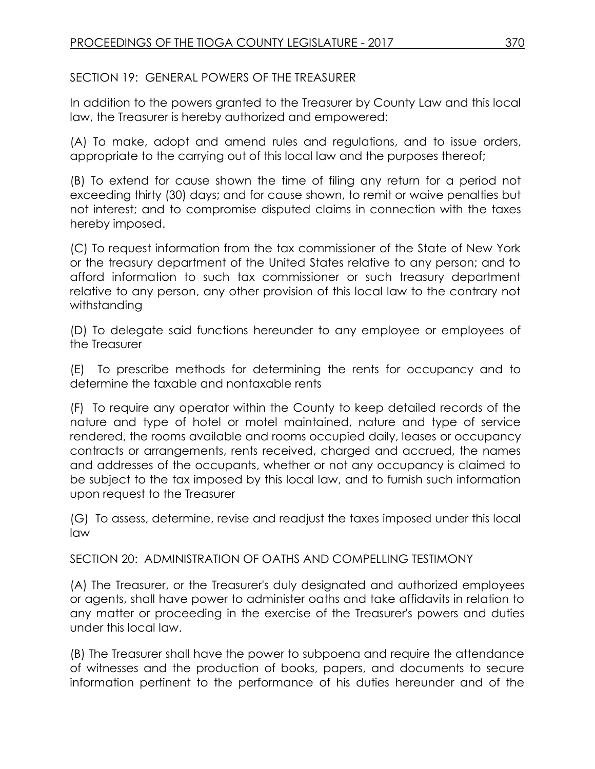SECTION 19: GENERAL POWERS OF THE TREASURER

In addition to the powers granted to the Treasurer by County Law and this local law, the Treasurer is hereby authorized and empowered:

(A) To make, adopt and amend rules and regulations, and to issue orders, appropriate to the carrying out of this local law and the purposes thereof;

(B) To extend for cause shown the time of filing any return for a period not exceeding thirty (30) days; and for cause shown, to remit or waive penalties but not interest; and to compromise disputed claims in connection with the taxes hereby imposed.

(C) To request information from the tax commissioner of the State of New York or the treasury department of the United States relative to any person; and to afford information to such tax commissioner or such treasury department relative to any person, any other provision of this local law to the contrary not withstanding

(D) To delegate said functions hereunder to any employee or employees of the Treasurer

(E) To prescribe methods for determining the rents for occupancy and to determine the taxable and nontaxable rents

(F) To require any operator within the County to keep detailed records of the nature and type of hotel or motel maintained, nature and type of service rendered, the rooms available and rooms occupied daily, leases or occupancy contracts or arrangements, rents received, charged and accrued, the names and addresses of the occupants, whether or not any occupancy is claimed to be subject to the tax imposed by this local law, and to furnish such information upon request to the Treasurer

(G) To assess, determine, revise and readjust the taxes imposed under this local law

SECTION 20: ADMINISTRATION OF OATHS AND COMPELLING TESTIMONY

(A) The Treasurer, or the Treasurer's duly designated and authorized employees or agents, shall have power to administer oaths and take affidavits in relation to any matter or proceeding in the exercise of the Treasurer's powers and duties under this local law.

(B) The Treasurer shall have the power to subpoena and require the attendance of witnesses and the production of books, papers, and documents to secure information pertinent to the performance of his duties hereunder and of the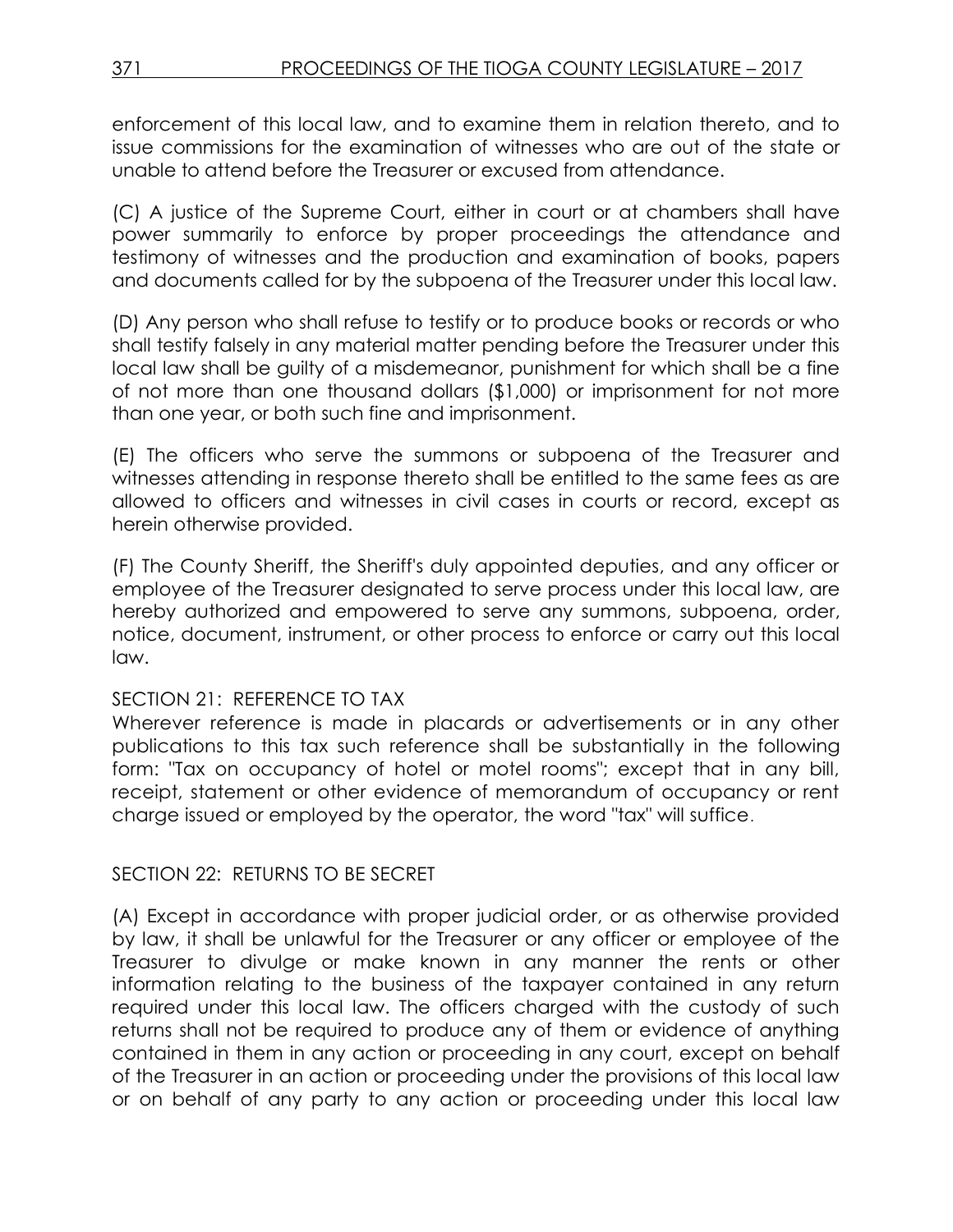enforcement of this local law, and to examine them in relation thereto, and to issue commissions for the examination of witnesses who are out of the state or unable to attend before the Treasurer or excused from attendance.

(C) A justice of the Supreme Court, either in court or at chambers shall have power summarily to enforce by proper proceedings the attendance and testimony of witnesses and the production and examination of books, papers and documents called for by the subpoena of the Treasurer under this local law.

(D) Any person who shall refuse to testify or to produce books or records or who shall testify falsely in any material matter pending before the Treasurer under this local law shall be guilty of a misdemeanor, punishment for which shall be a fine of not more than one thousand dollars ($1,000) or imprisonment for not more than one year, or both such fine and imprisonment.

(E) The officers who serve the summons or subpoena of the Treasurer and witnesses attending in response thereto shall be entitled to the same fees as are allowed to officers and witnesses in civil cases in courts or record, except as herein otherwise provided.

(F) The County Sheriff, the Sheriff's duly appointed deputies, and any officer or employee of the Treasurer designated to serve process under this local law, are hereby authorized and empowered to serve any summons, subpoena, order, notice, document, instrument, or other process to enforce or carry out this local law.

SECTION 21: REFERENCE TO TAX

Wherever reference is made in placards or advertisements or in any other publications to this tax such reference shall be substantially in the following form: "Tax on occupancy of hotel or motel rooms"; except that in any bill, receipt, statement or other evidence of memorandum of occupancy or rent charge issued or employed by the operator, the word "tax" will suffice.

SECTION 22: RETURNS TO BE SECRET

(A) Except in accordance with proper judicial order, or as otherwise provided by law, it shall be unlawful for the Treasurer or any officer or employee of the Treasurer to divulge or make known in any manner the rents or other information relating to the business of the taxpayer contained in any return required under this local law. The officers charged with the custody of such returns shall not be required to produce any of them or evidence of anything contained in them in any action or proceeding in any court, except on behalf of the Treasurer in an action or proceeding under the provisions of this local law or on behalf of any party to any action or proceeding under this local law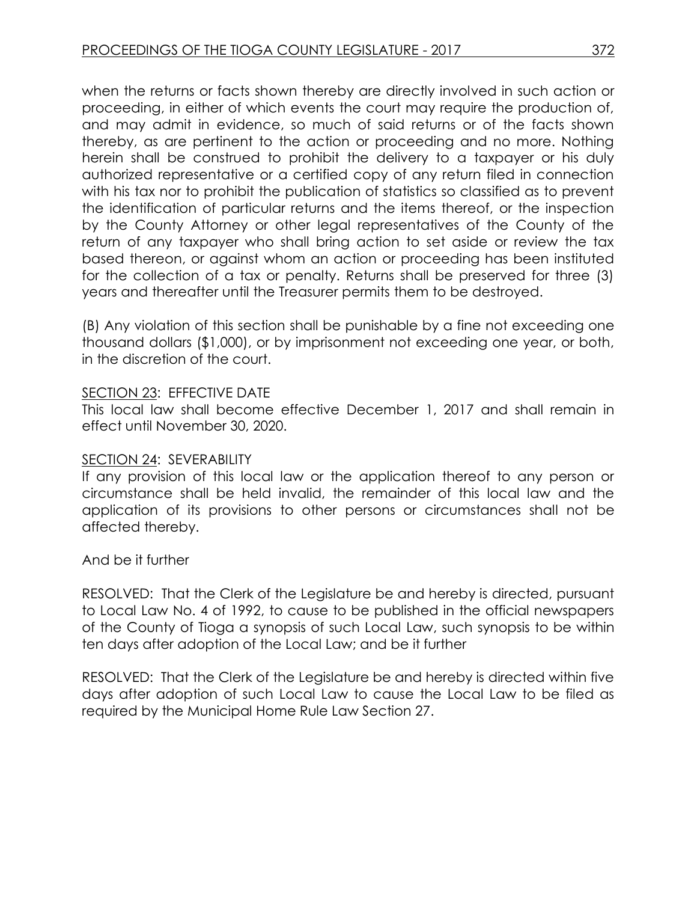when the returns or facts shown thereby are directly involved in such action or proceeding, in either of which events the court may require the production of, and may admit in evidence, so much of said returns or of the facts shown thereby, as are pertinent to the action or proceeding and no more. Nothing herein shall be construed to prohibit the delivery to a taxpayer or his duly authorized representative or a certified copy of any return filed in connection with his tax nor to prohibit the publication of statistics so classified as to prevent the identification of particular returns and the items thereof, or the inspection by the County Attorney or other legal representatives of the County of the return of any taxpayer who shall bring action to set aside or review the tax based thereon, or against whom an action or proceeding has been instituted for the collection of a tax or penalty. Returns shall be preserved for three (3) years and thereafter until the Treasurer permits them to be destroyed.

(B) Any violation of this section shall be punishable by a fine not exceeding one thousand dollars ($1,000), or by imprisonment not exceeding one year, or both, in the discretion of the court.

SECTION 23: EFFECTIVE DATE

This local law shall become effective December 1, 2017 and shall remain in effect until November 30, 2020.

SECTION 24: SEVERABILITY

If any provision of this local law or the application thereof to any person or circumstance shall be held invalid, the remainder of this local law and the application of its provisions to other persons or circumstances shall not be affected thereby.

And be it further

RESOLVED: That the Clerk of the Legislature be and hereby is directed, pursuant to Local Law No. 4 of 1992, to cause to be published in the official newspapers of the County of Tioga a synopsis of such Local Law, such synopsis to be within ten days after adoption of the Local Law; and be it further

RESOLVED: That the Clerk of the Legislature be and hereby is directed within five days after adoption of such Local Law to cause the Local Law to be filed as required by the Municipal Home Rule Law Section 27.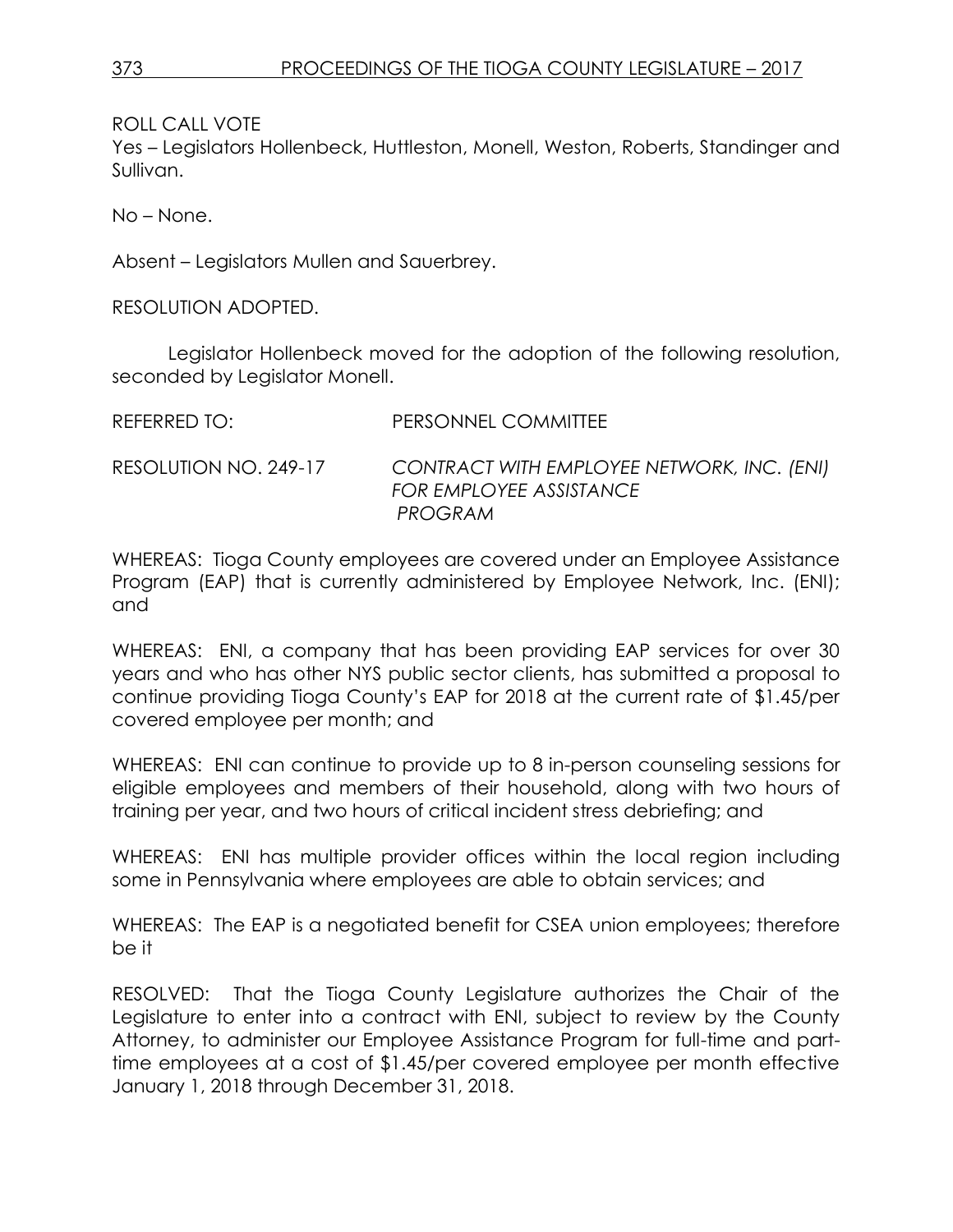ROLL CALL VOTE
Yes – Legislators Hollenbeck, Huttleston, Monell, Weston, Roberts, Standinger and Sullivan.

No – None.

Absent – Legislators Mullen and Sauerbrey.

RESOLUTION ADOPTED.

Legislator Hollenbeck moved for the adoption of the following resolution, seconded by Legislator Monell.

REFERRED TO: PERSONNEL COMMITTEE

RESOLUTION NO. 249-17 *CONTRACT WITH EMPLOYEE NETWORK, INC. (ENI) FOR EMPLOYEE ASSISTANCE PROGRAM*

WHEREAS: Tioga County employees are covered under an Employee Assistance Program (EAP) that is currently administered by Employee Network, Inc. (ENI); and

WHEREAS: ENI, a company that has been providing EAP services for over 30 years and who has other NYS public sector clients, has submitted a proposal to continue providing Tioga County's EAP for 2018 at the current rate of $1.45/per covered employee per month; and

WHEREAS: ENI can continue to provide up to 8 in-person counseling sessions for eligible employees and members of their household, along with two hours of training per year, and two hours of critical incident stress debriefing; and

WHEREAS: ENI has multiple provider offices within the local region including some in Pennsylvania where employees are able to obtain services; and

WHEREAS: The EAP is a negotiated benefit for CSEA union employees; therefore be it

RESOLVED: That the Tioga County Legislature authorizes the Chair of the Legislature to enter into a contract with ENI, subject to review by the County Attorney, to administer our Employee Assistance Program for full-time and part-time employees at a cost of $1.45/per covered employee per month effective January 1, 2018 through December 31, 2018.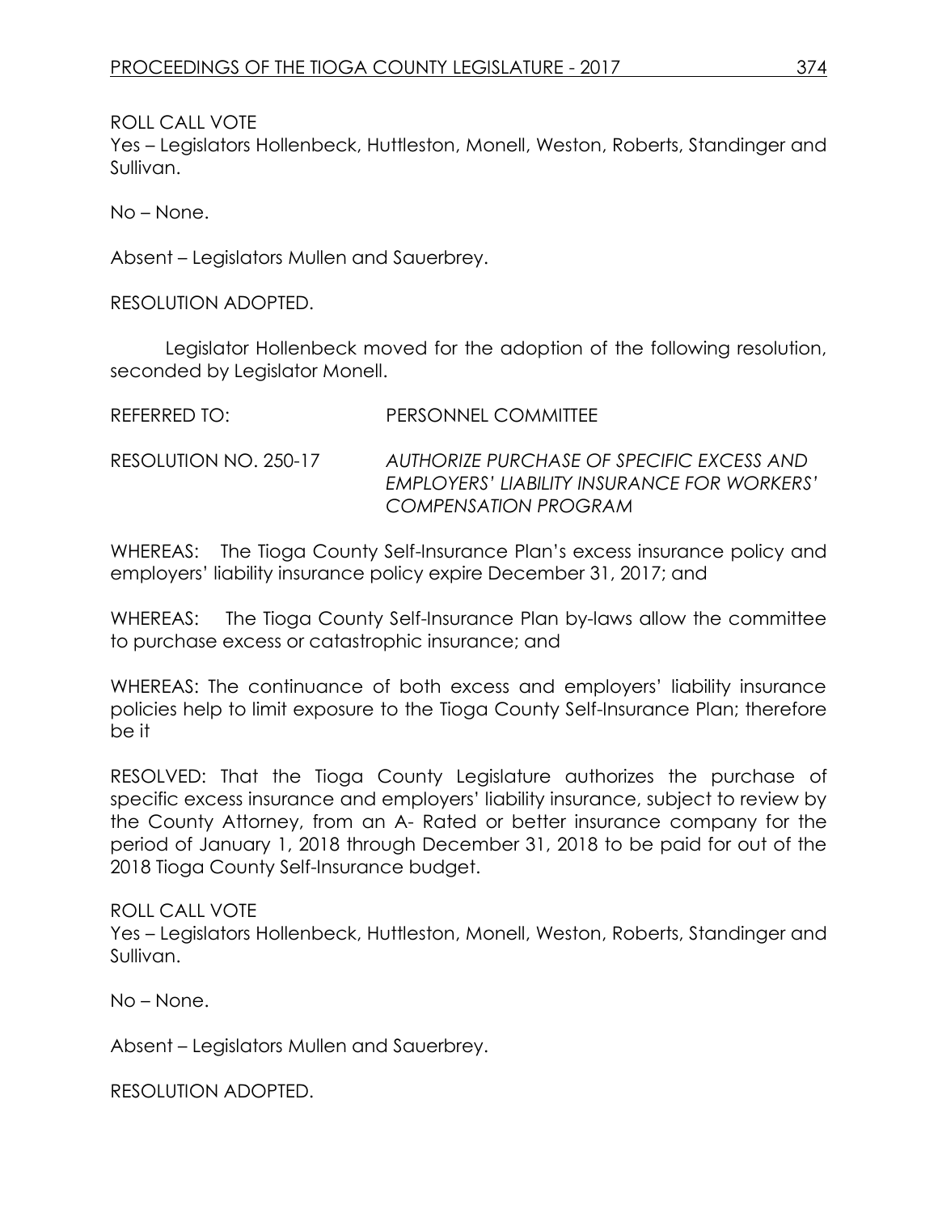ROLL CALL VOTE
Yes – Legislators Hollenbeck, Huttleston, Monell, Weston, Roberts, Standinger and Sullivan.

No – None.

Absent – Legislators Mullen and Sauerbrey.

RESOLUTION ADOPTED.

Legislator Hollenbeck moved for the adoption of the following resolution, seconded by Legislator Monell.

REFERRED TO: PERSONNEL COMMITTEE

RESOLUTION NO. 250-17 *AUTHORIZE PURCHASE OF SPECIFIC EXCESS AND EMPLOYERS' LIABILITY INSURANCE FOR WORKERS' COMPENSATION PROGRAM*

WHEREAS: The Tioga County Self-Insurance Plan's excess insurance policy and employers' liability insurance policy expire December 31, 2017; and

WHEREAS: The Tioga County Self-Insurance Plan by-laws allow the committee to purchase excess or catastrophic insurance; and

WHEREAS: The continuance of both excess and employers' liability insurance policies help to limit exposure to the Tioga County Self-Insurance Plan; therefore be it

RESOLVED: That the Tioga County Legislature authorizes the purchase of specific excess insurance and employers' liability insurance, subject to review by the County Attorney, from an A- Rated or better insurance company for the period of January 1, 2018 through December 31, 2018 to be paid for out of the 2018 Tioga County Self-Insurance budget.

ROLL CALL VOTE
Yes – Legislators Hollenbeck, Huttleston, Monell, Weston, Roberts, Standinger and Sullivan.

No – None.

Absent – Legislators Mullen and Sauerbrey.

RESOLUTION ADOPTED.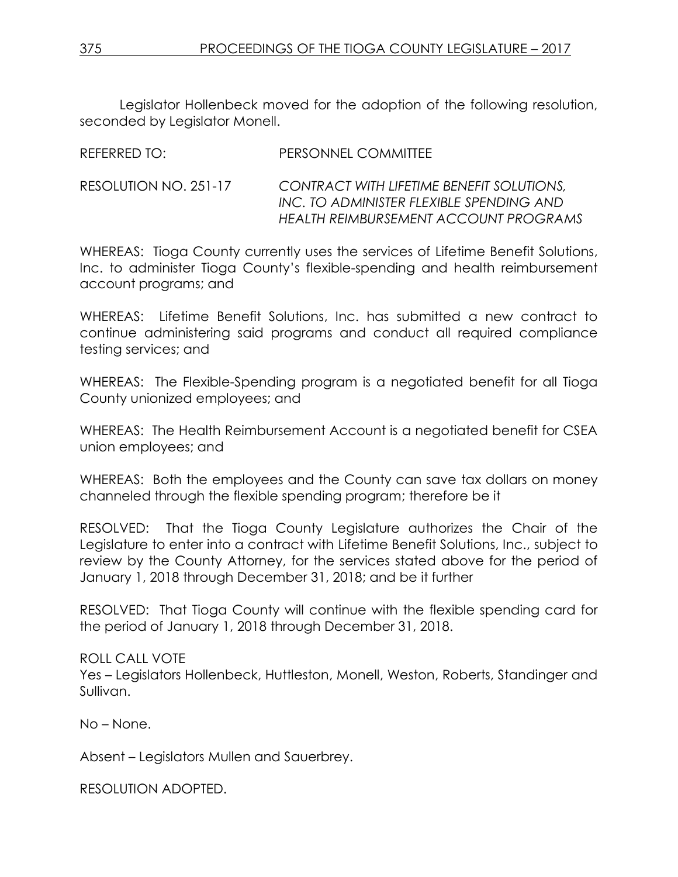Legislator Hollenbeck moved for the adoption of the following resolution, seconded by Legislator Monell.

REFERRED TO: PERSONNEL COMMITTEE

RESOLUTION NO. 251-17 *CONTRACT WITH LIFETIME BENEFIT SOLUTIONS, INC. TO ADMINISTER FLEXIBLE SPENDING AND HEALTH REIMBURSEMENT ACCOUNT PROGRAMS*

WHEREAS: Tioga County currently uses the services of Lifetime Benefit Solutions, Inc. to administer Tioga County's flexible-spending and health reimbursement account programs; and

WHEREAS: Lifetime Benefit Solutions, Inc. has submitted a new contract to continue administering said programs and conduct all required compliance testing services; and

WHEREAS: The Flexible-Spending program is a negotiated benefit for all Tioga County unionized employees; and

WHEREAS: The Health Reimbursement Account is a negotiated benefit for CSEA union employees; and

WHEREAS: Both the employees and the County can save tax dollars on money channeled through the flexible spending program; therefore be it

RESOLVED: That the Tioga County Legislature authorizes the Chair of the Legislature to enter into a contract with Lifetime Benefit Solutions, Inc., subject to review by the County Attorney, for the services stated above for the period of January 1, 2018 through December 31, 2018; and be it further

RESOLVED: That Tioga County will continue with the flexible spending card for the period of January 1, 2018 through December 31, 2018.

ROLL CALL VOTE
Yes – Legislators Hollenbeck, Huttleston, Monell, Weston, Roberts, Standinger and Sullivan.

No – None.

Absent – Legislators Mullen and Sauerbrey.

RESOLUTION ADOPTED.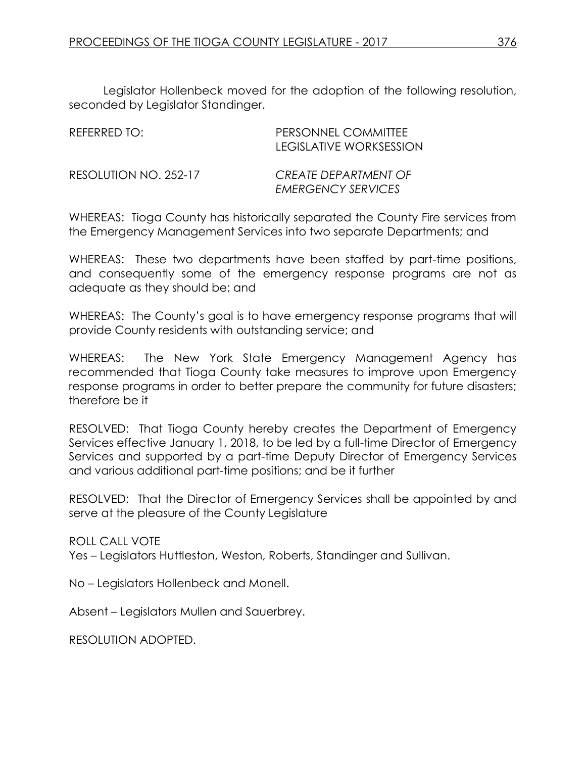Legislator Hollenbeck moved for the adoption of the following resolution, seconded by Legislator Standinger.

REFERRED TO: PERSONNEL COMMITTEE
LEGISLATIVE WORKSESSION

RESOLUTION NO. 252-17 *CREATE DEPARTMENT OF EMERGENCY SERVICES*

WHEREAS: Tioga County has historically separated the County Fire services from the Emergency Management Services into two separate Departments; and

WHEREAS: These two departments have been staffed by part-time positions, and consequently some of the emergency response programs are not as adequate as they should be; and

WHEREAS: The County's goal is to have emergency response programs that will provide County residents with outstanding service; and

WHEREAS: The New York State Emergency Management Agency has recommended that Tioga County take measures to improve upon Emergency response programs in order to better prepare the community for future disasters; therefore be it

RESOLVED: That Tioga County hereby creates the Department of Emergency Services effective January 1, 2018, to be led by a full-time Director of Emergency Services and supported by a part-time Deputy Director of Emergency Services and various additional part-time positions; and be it further

RESOLVED: That the Director of Emergency Services shall be appointed by and serve at the pleasure of the County Legislature

ROLL CALL VOTE
Yes – Legislators Huttleston, Weston, Roberts, Standinger and Sullivan.

No – Legislators Hollenbeck and Monell.

Absent – Legislators Mullen and Sauerbrey.

RESOLUTION ADOPTED.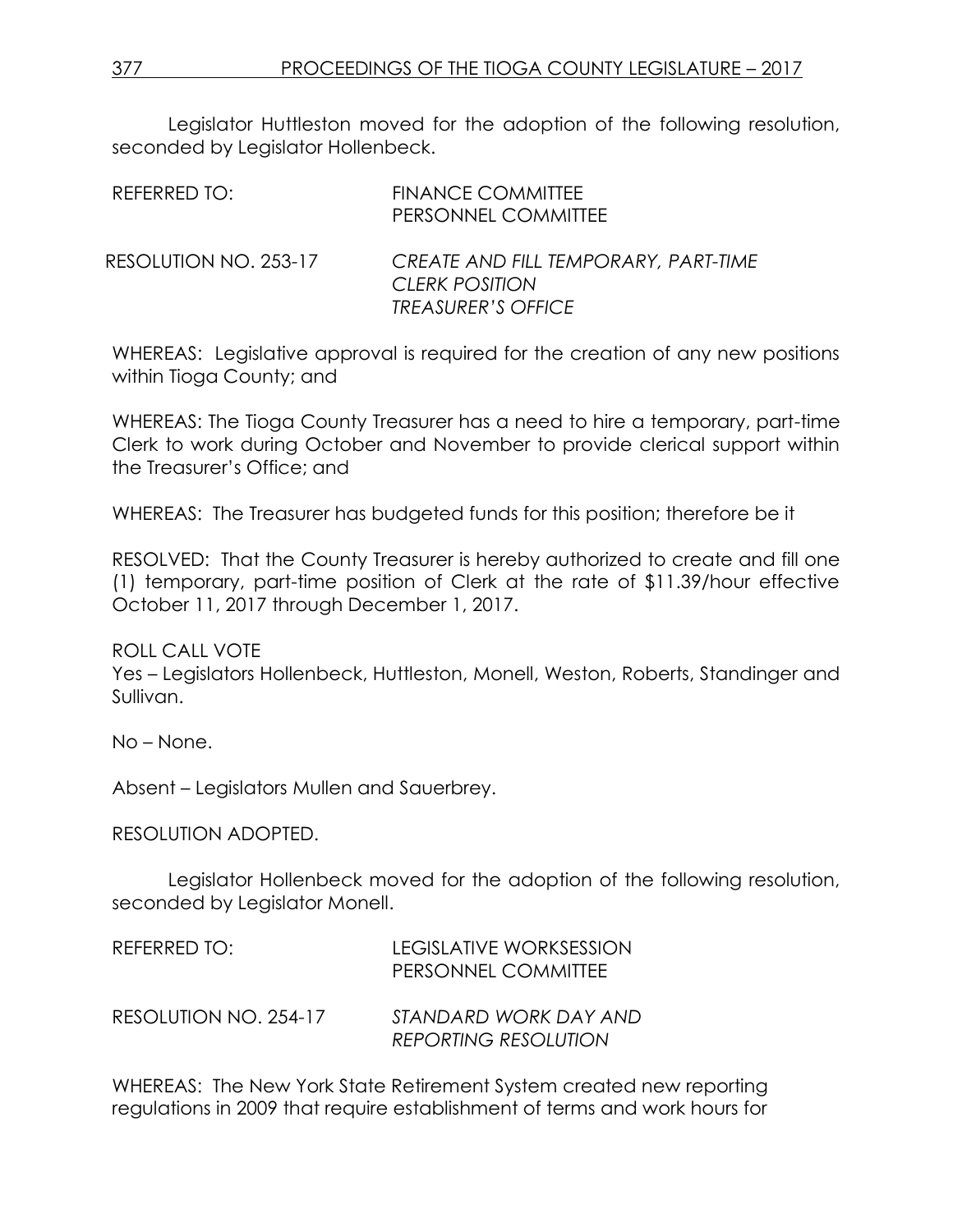Legislator Huttleston moved for the adoption of the following resolution, seconded by Legislator Hollenbeck.

REFERRED TO: FINANCE COMMITTEE
PERSONNEL COMMITTEE

RESOLUTION NO. 253-17 *CREATE AND FILL TEMPORARY, PART-TIME CLERK POSITION TREASURER'S OFFICE*

WHEREAS: Legislative approval is required for the creation of any new positions within Tioga County; and

WHEREAS: The Tioga County Treasurer has a need to hire a temporary, part-time Clerk to work during October and November to provide clerical support within the Treasurer's Office; and

WHEREAS: The Treasurer has budgeted funds for this position; therefore be it

RESOLVED: That the County Treasurer is hereby authorized to create and fill one (1) temporary, part-time position of Clerk at the rate of $11.39/hour effective October 11, 2017 through December 1, 2017.

ROLL CALL VOTE
Yes – Legislators Hollenbeck, Huttleston, Monell, Weston, Roberts, Standinger and Sullivan.

No – None.

Absent – Legislators Mullen and Sauerbrey.

RESOLUTION ADOPTED.

Legislator Hollenbeck moved for the adoption of the following resolution, seconded by Legislator Monell.

REFERRED TO: LEGISLATIVE WORKSESSION
PERSONNEL COMMITTEE

RESOLUTION NO. 254-17 *STANDARD WORK DAY AND REPORTING RESOLUTION*

WHEREAS: The New York State Retirement System created new reporting regulations in 2009 that require establishment of terms and work hours for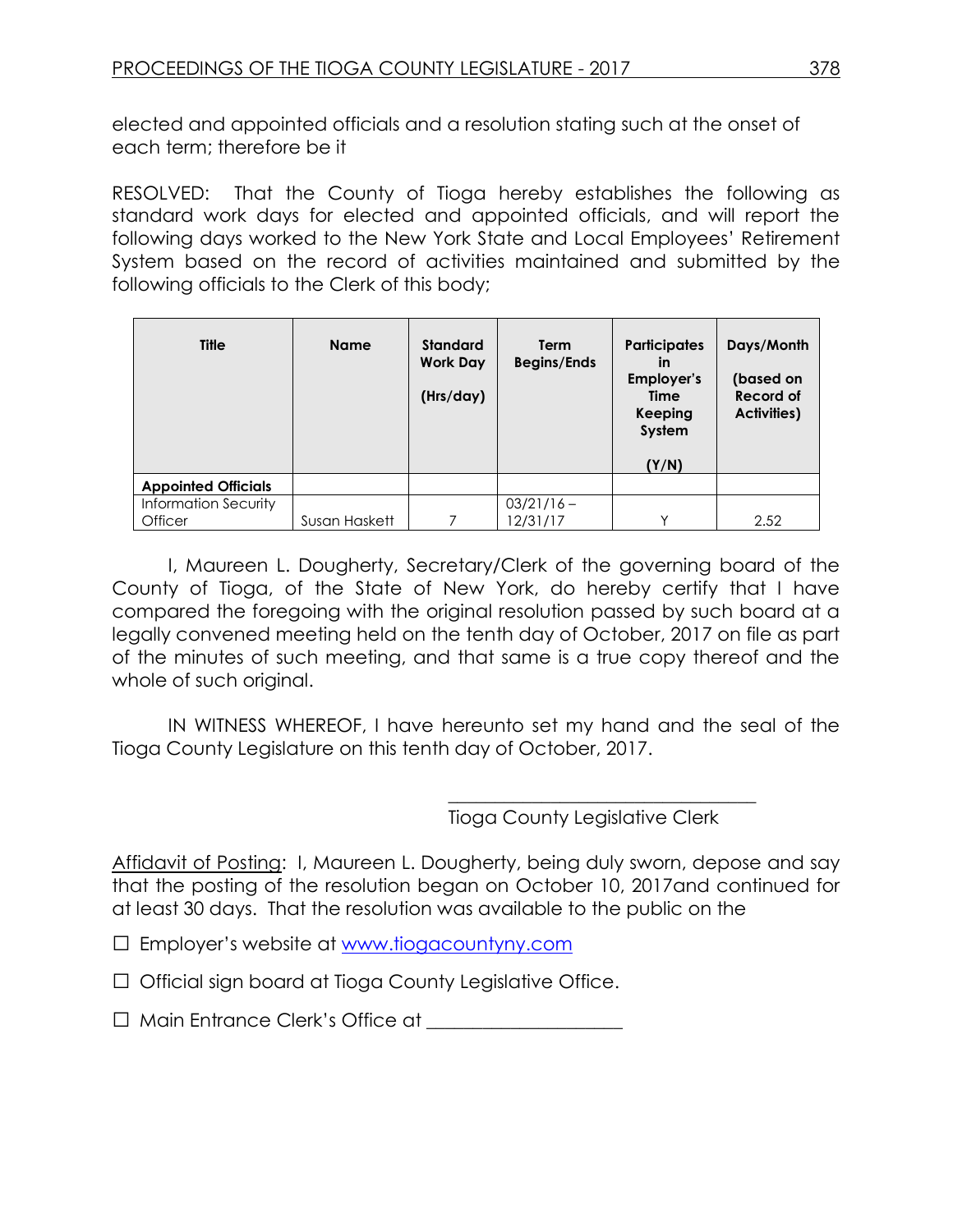elected and appointed officials and a resolution stating such at the onset of each term; therefore be it

RESOLVED: That the County of Tioga hereby establishes the following as standard work days for elected and appointed officials, and will report the following days worked to the New York State and Local Employees' Retirement System based on the record of activities maintained and submitted by the following officials to the Clerk of this body;

| Title | Name | Standard Work Day (Hrs/day) | Term Begins/Ends | Participates in Employer's Time Keeping System (Y/N) | Days/Month (based on Record of Activities) |
|---|---|---|---|---|---|
| **Appointed Officials** | | | | | |
| Information Security Officer | Susan Haskett | 7 | 03/21/16 – 12/31/17 | Y | 2.52 |

I, Maureen L. Dougherty, Secretary/Clerk of the governing board of the County of Tioga, of the State of New York, do hereby certify that I have compared the foregoing with the original resolution passed by such board at a legally convened meeting held on the tenth day of October, 2017 on file as part of the minutes of such meeting, and that same is a true copy thereof and the whole of such original.

IN WITNESS WHEREOF, I have hereunto set my hand and the seal of the Tioga County Legislature on this tenth day of October, 2017.

\_\_\_\_\_\_\_\_\_\_\_\_\_\_\_\_\_\_\_\_\_\_\_\_\_\_\_\_\_\_\_\_

Tioga County Legislative Clerk

<u>Affidavit of Posting</u>: I, Maureen L. Dougherty, being duly sworn, depose and say that the posting of the resolution began on October 10, 2017and continued for at least 30 days. That the resolution was available to the public on the

☐ Employer's website at www.tiogacountyny.com

☐ Official sign board at Tioga County Legislative Office.

☐ Main Entrance Clerk's Office at \_\_\_\_\_\_\_\_\_\_\_\_\_\_\_\_\_\_\_\_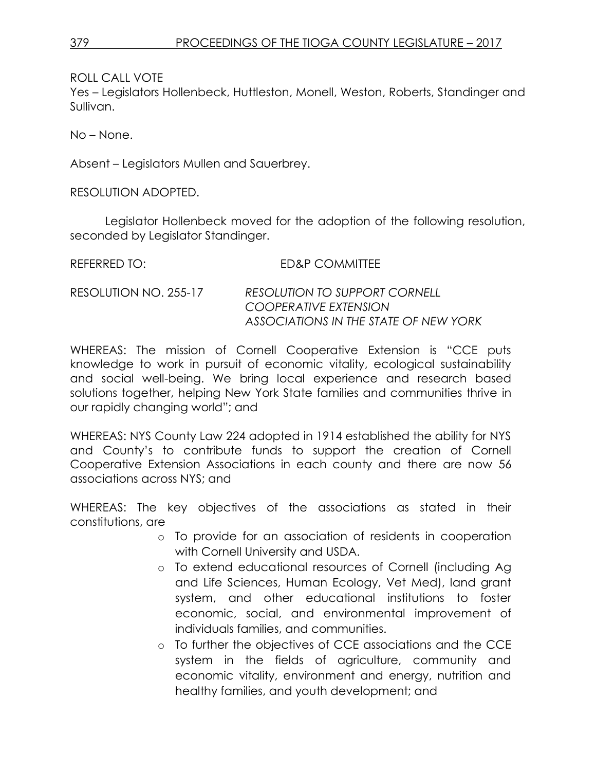ROLL CALL VOTE
Yes – Legislators Hollenbeck, Huttleston, Monell, Weston, Roberts, Standinger and Sullivan.

No – None.

Absent – Legislators Mullen and Sauerbrey.

RESOLUTION ADOPTED.

Legislator Hollenbeck moved for the adoption of the following resolution, seconded by Legislator Standinger.

REFERRED TO: ED&P COMMITTEE

RESOLUTION NO. 255-17 *RESOLUTION TO SUPPORT CORNELL COOPERATIVE EXTENSION ASSOCIATIONS IN THE STATE OF NEW YORK*

WHEREAS: The mission of Cornell Cooperative Extension is "CCE puts knowledge to work in pursuit of economic vitality, ecological sustainability and social well-being. We bring local experience and research based solutions together, helping New York State families and communities thrive in our rapidly changing world"; and

WHEREAS: NYS County Law 224 adopted in 1914 established the ability for NYS and County's to contribute funds to support the creation of Cornell Cooperative Extension Associations in each county and there are now 56 associations across NYS; and

WHEREAS: The key objectives of the associations as stated in their constitutions, are

- To provide for an association of residents in cooperation with Cornell University and USDA.
- To extend educational resources of Cornell (including Ag and Life Sciences, Human Ecology, Vet Med), land grant system, and other educational institutions to foster economic, social, and environmental improvement of individuals families, and communities.
- To further the objectives of CCE associations and the CCE system in the fields of agriculture, community and economic vitality, environment and energy, nutrition and healthy families, and youth development; and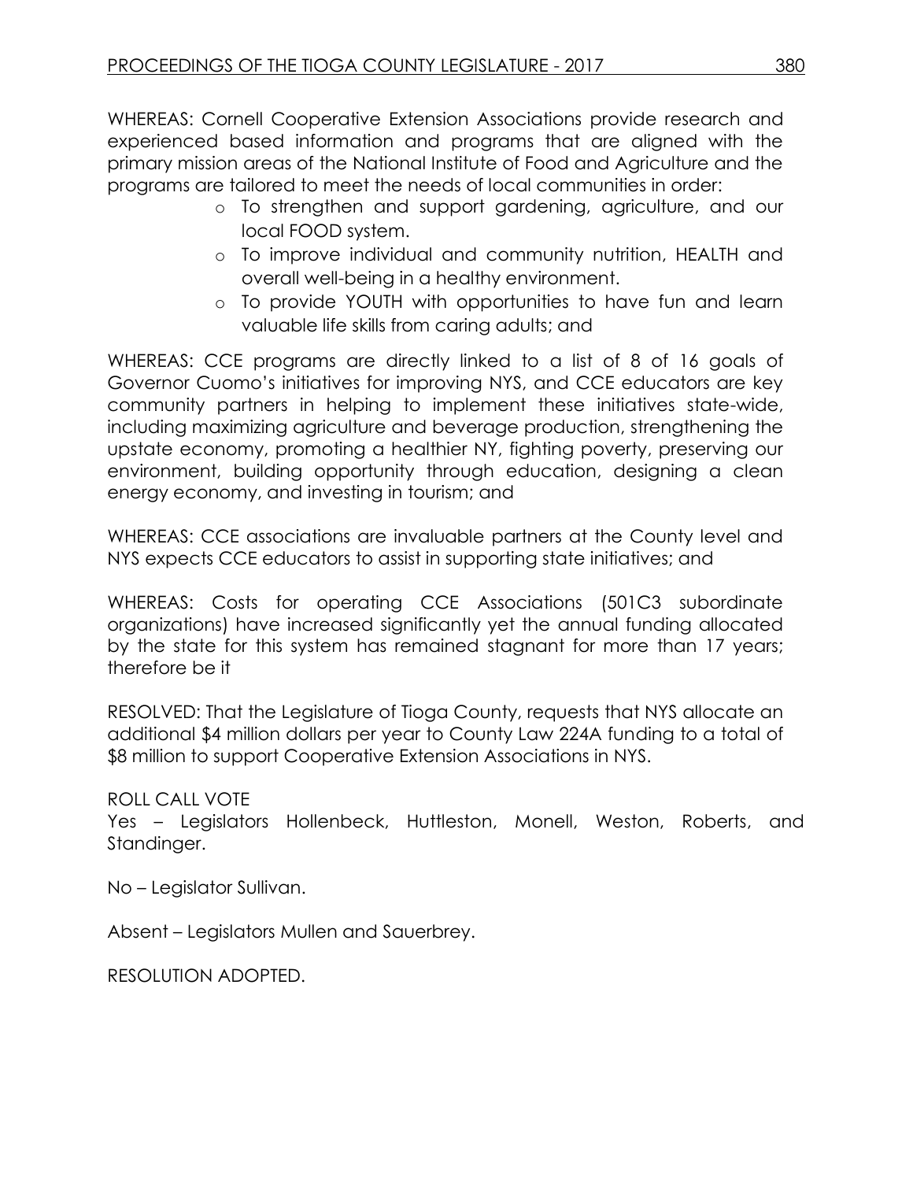WHEREAS: Cornell Cooperative Extension Associations provide research and experienced based information and programs that are aligned with the primary mission areas of the National Institute of Food and Agriculture and the programs are tailored to meet the needs of local communities in order:

- To strengthen and support gardening, agriculture, and our local FOOD system.
- To improve individual and community nutrition, HEALTH and overall well-being in a healthy environment.
- To provide YOUTH with opportunities to have fun and learn valuable life skills from caring adults; and

WHEREAS: CCE programs are directly linked to a list of 8 of 16 goals of Governor Cuomo's initiatives for improving NYS, and CCE educators are key community partners in helping to implement these initiatives state-wide, including maximizing agriculture and beverage production, strengthening the upstate economy, promoting a healthier NY, fighting poverty, preserving our environment, building opportunity through education, designing a clean energy economy, and investing in tourism; and

WHEREAS: CCE associations are invaluable partners at the County level and NYS expects CCE educators to assist in supporting state initiatives; and

WHEREAS: Costs for operating CCE Associations (501C3 subordinate organizations) have increased significantly yet the annual funding allocated by the state for this system has remained stagnant for more than 17 years; therefore be it

RESOLVED: That the Legislature of Tioga County, requests that NYS allocate an additional $4 million dollars per year to County Law 224A funding to a total of $8 million to support Cooperative Extension Associations in NYS.

ROLL CALL VOTE

Yes – Legislators Hollenbeck, Huttleston, Monell, Weston, Roberts, and Standinger.

No – Legislator Sullivan.

Absent – Legislators Mullen and Sauerbrey.

RESOLUTION ADOPTED.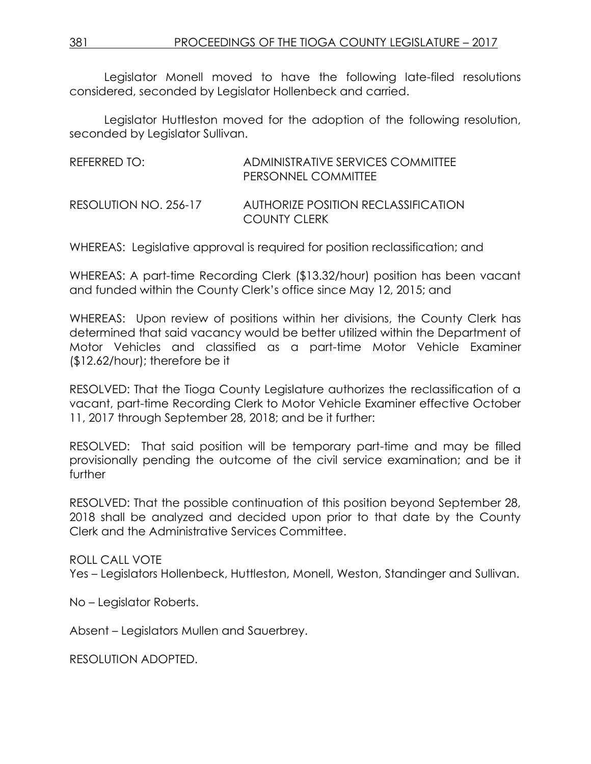Legislator Monell moved to have the following late-filed resolutions considered, seconded by Legislator Hollenbeck and carried.

Legislator Huttleston moved for the adoption of the following resolution, seconded by Legislator Sullivan.

REFERRED TO: ADMINISTRATIVE SERVICES COMMITTEE
PERSONNEL COMMITTEE

RESOLUTION NO. 256-17 AUTHORIZE POSITION RECLASSIFICATION
COUNTY CLERK

WHEREAS: Legislative approval is required for position reclassification; and

WHEREAS: A part-time Recording Clerk ($13.32/hour) position has been vacant and funded within the County Clerk's office since May 12, 2015; and

WHEREAS: Upon review of positions within her divisions, the County Clerk has determined that said vacancy would be better utilized within the Department of Motor Vehicles and classified as a part-time Motor Vehicle Examiner ($12.62/hour); therefore be it

RESOLVED: That the Tioga County Legislature authorizes the reclassification of a vacant, part-time Recording Clerk to Motor Vehicle Examiner effective October 11, 2017 through September 28, 2018; and be it further:

RESOLVED: That said position will be temporary part-time and may be filled provisionally pending the outcome of the civil service examination; and be it further

RESOLVED: That the possible continuation of this position beyond September 28, 2018 shall be analyzed and decided upon prior to that date by the County Clerk and the Administrative Services Committee.

ROLL CALL VOTE
Yes – Legislators Hollenbeck, Huttleston, Monell, Weston, Standinger and Sullivan.

No – Legislator Roberts.

Absent – Legislators Mullen and Sauerbrey.

RESOLUTION ADOPTED.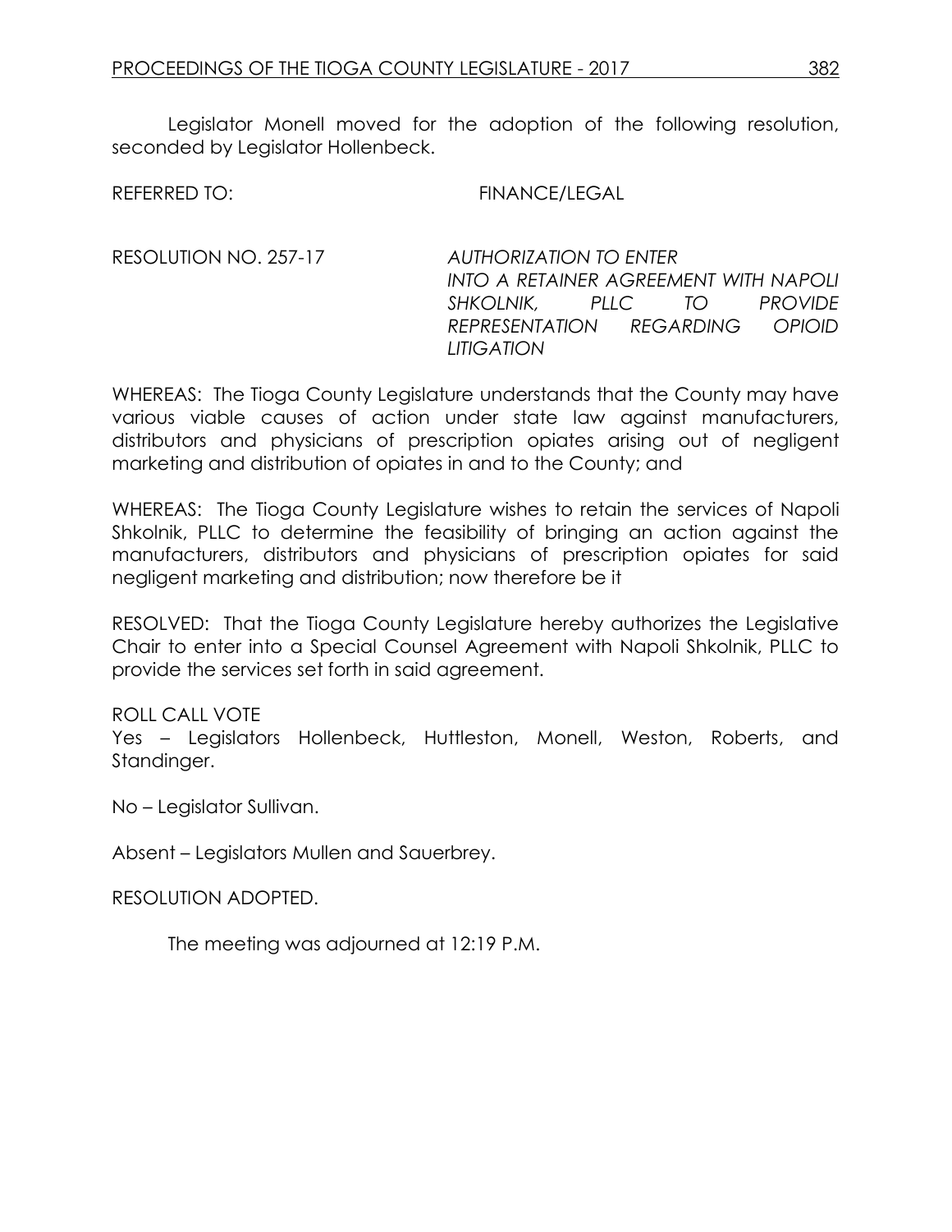Legislator Monell moved for the adoption of the following resolution, seconded by Legislator Hollenbeck.

REFERRED TO: FINANCE/LEGAL

RESOLUTION NO. 257-17 *AUTHORIZATION TO ENTER INTO A RETAINER AGREEMENT WITH NAPOLI SHKOLNIK, PLLC TO PROVIDE REPRESENTATION REGARDING OPIOID LITIGATION*

WHEREAS: The Tioga County Legislature understands that the County may have various viable causes of action under state law against manufacturers, distributors and physicians of prescription opiates arising out of negligent marketing and distribution of opiates in and to the County; and

WHEREAS: The Tioga County Legislature wishes to retain the services of Napoli Shkolnik, PLLC to determine the feasibility of bringing an action against the manufacturers, distributors and physicians of prescription opiates for said negligent marketing and distribution; now therefore be it

RESOLVED: That the Tioga County Legislature hereby authorizes the Legislative Chair to enter into a Special Counsel Agreement with Napoli Shkolnik, PLLC to provide the services set forth in said agreement.

ROLL CALL VOTE
Yes – Legislators Hollenbeck, Huttleston, Monell, Weston, Roberts, and Standinger.

No – Legislator Sullivan.

Absent – Legislators Mullen and Sauerbrey.

RESOLUTION ADOPTED.

The meeting was adjourned at 12:19 P.M.